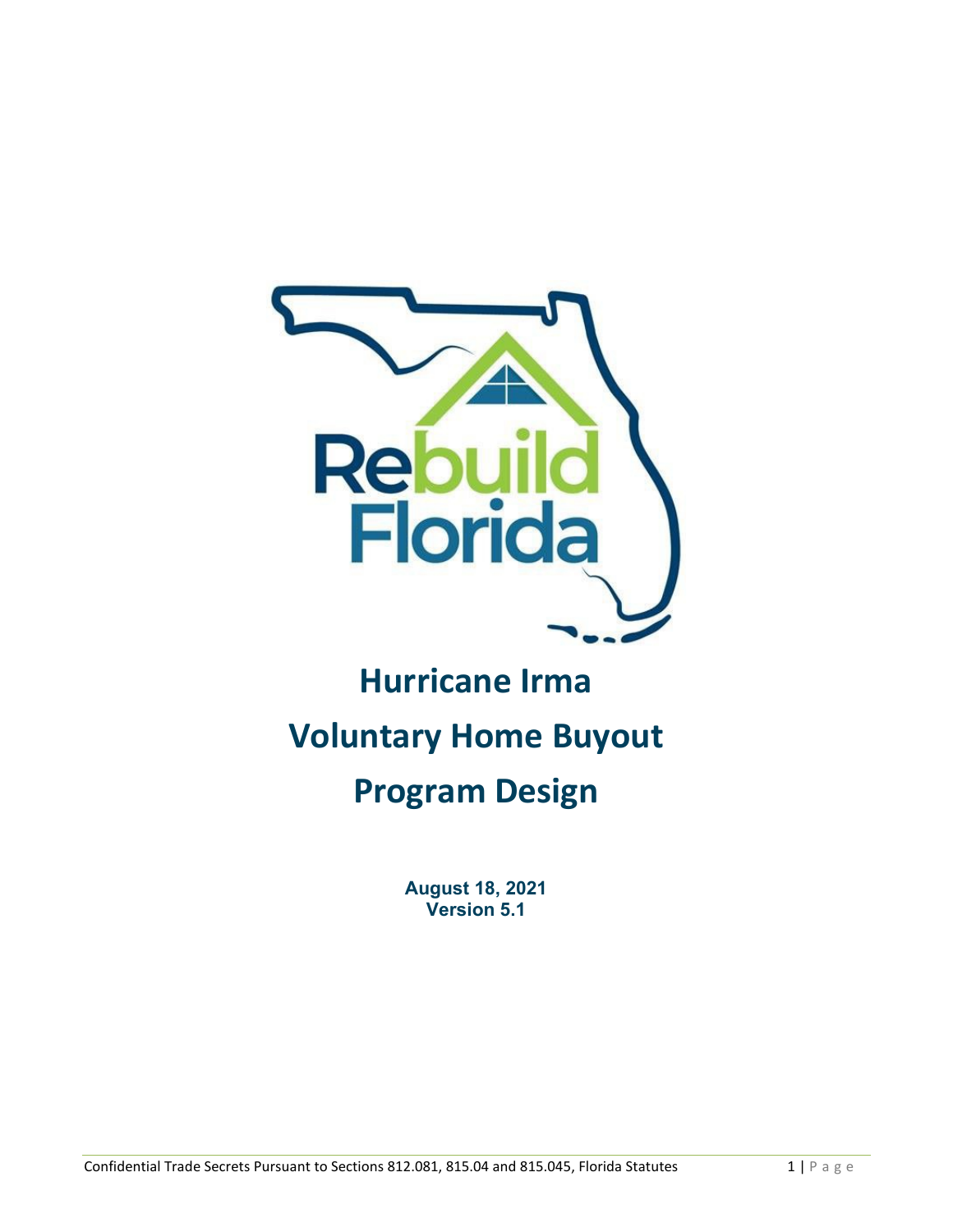# Hurricane Irma Voluntary Home Buyout Program Design

**August 18, 2021**
**Version 5.1**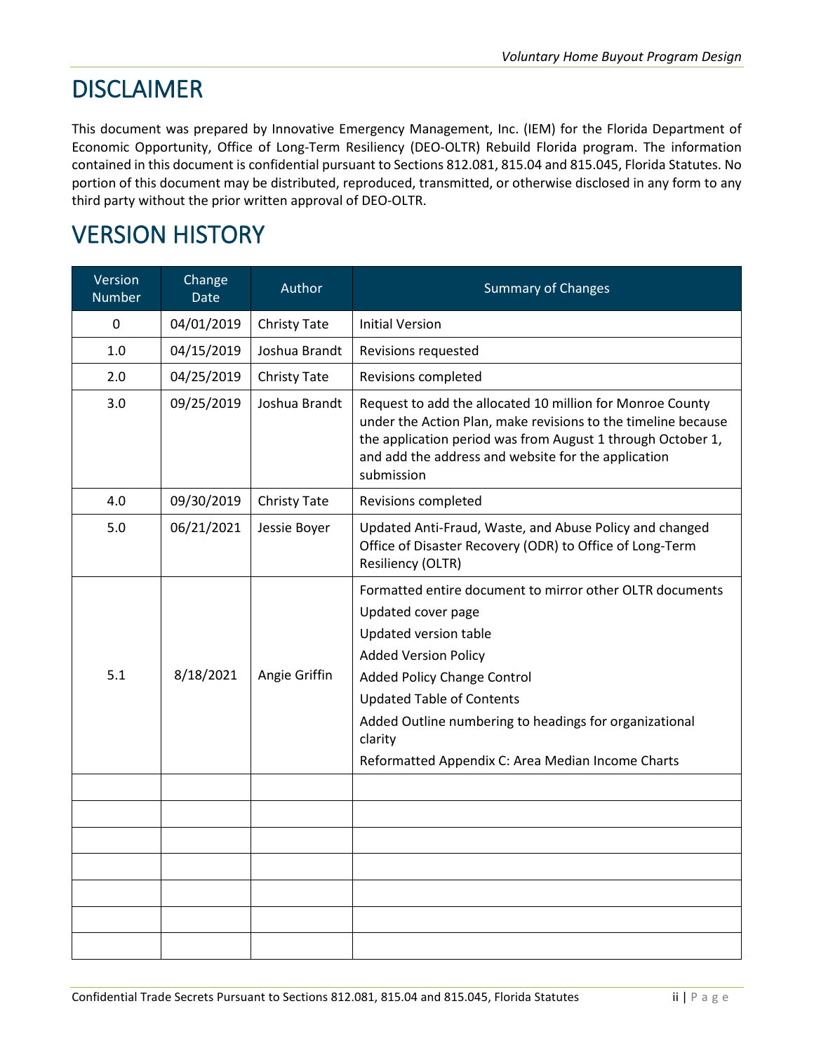# DISCLAIMER

This document was prepared by Innovative Emergency Management, Inc. (IEM) for the Florida Department of Economic Opportunity, Office of Long-Term Resiliency (DEO-OLTR) Rebuild Florida program. The information contained in this document is confidential pursuant to Sections 812.081, 815.04 and 815.045, Florida Statutes. No portion of this document may be distributed, reproduced, transmitted, or otherwise disclosed in any form to any third party without the prior written approval of DEO-OLTR.

# VERSION HISTORY

| Version Number | Change Date | Author | Summary of Changes |
|---|---|---|---|
| 0 | 04/01/2019 | Christy Tate | Initial Version |
| 1.0 | 04/15/2019 | Joshua Brandt | Revisions requested |
| 2.0 | 04/25/2019 | Christy Tate | Revisions completed |
| 3.0 | 09/25/2019 | Joshua Brandt | Request to add the allocated 10 million for Monroe County under the Action Plan, make revisions to the timeline because the application period was from August 1 through October 1, and add the address and website for the application submission |
| 4.0 | 09/30/2019 | Christy Tate | Revisions completed |
| 5.0 | 06/21/2021 | Jessie Boyer | Updated Anti-Fraud, Waste, and Abuse Policy and changed Office of Disaster Recovery (ODR) to Office of Long-Term Resiliency (OLTR) |
| 5.1 | 8/18/2021 | Angie Griffin | Formatted entire document to mirror other OLTR documents<br>Updated cover page<br>Updated version table<br>Added Version Policy<br>Added Policy Change Control<br>Updated Table of Contents<br>Added Outline numbering to headings for organizational clarity<br>Reformatted Appendix C: Area Median Income Charts |
| | | | |
| | | | |
| | | | |
| | | | |
| | | | |
| | | | |
| | | | |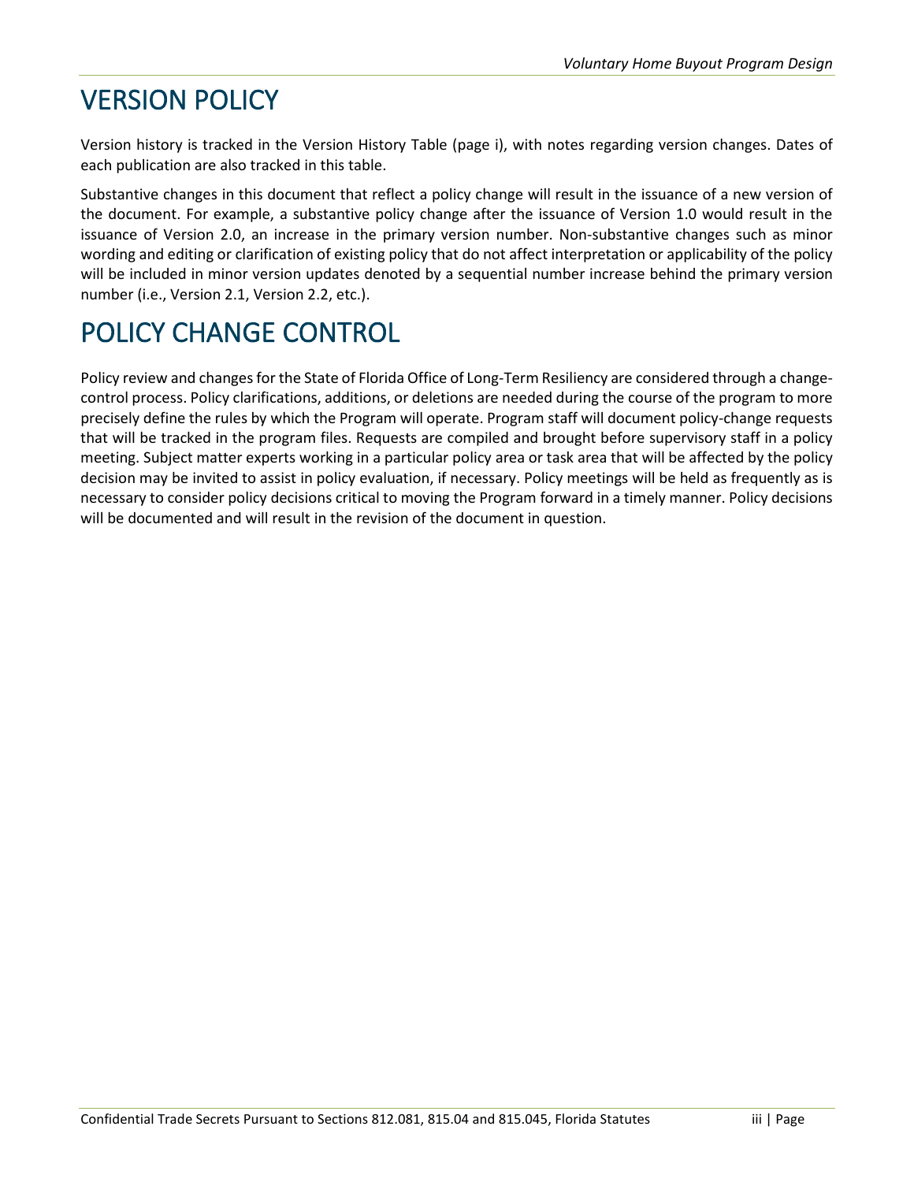# VERSION POLICY

Version history is tracked in the Version History Table (page i), with notes regarding version changes. Dates of each publication are also tracked in this table.

Substantive changes in this document that reflect a policy change will result in the issuance of a new version of the document. For example, a substantive policy change after the issuance of Version 1.0 would result in the issuance of Version 2.0, an increase in the primary version number. Non-substantive changes such as minor wording and editing or clarification of existing policy that do not affect interpretation or applicability of the policy will be included in minor version updates denoted by a sequential number increase behind the primary version number (i.e., Version 2.1, Version 2.2, etc.).

# POLICY CHANGE CONTROL

Policy review and changes for the State of Florida Office of Long-Term Resiliency are considered through a change-control process. Policy clarifications, additions, or deletions are needed during the course of the program to more precisely define the rules by which the Program will operate. Program staff will document policy-change requests that will be tracked in the program files. Requests are compiled and brought before supervisory staff in a policy meeting. Subject matter experts working in a particular policy area or task area that will be affected by the policy decision may be invited to assist in policy evaluation, if necessary. Policy meetings will be held as frequently as is necessary to consider policy decisions critical to moving the Program forward in a timely manner. Policy decisions will be documented and will result in the revision of the document in question.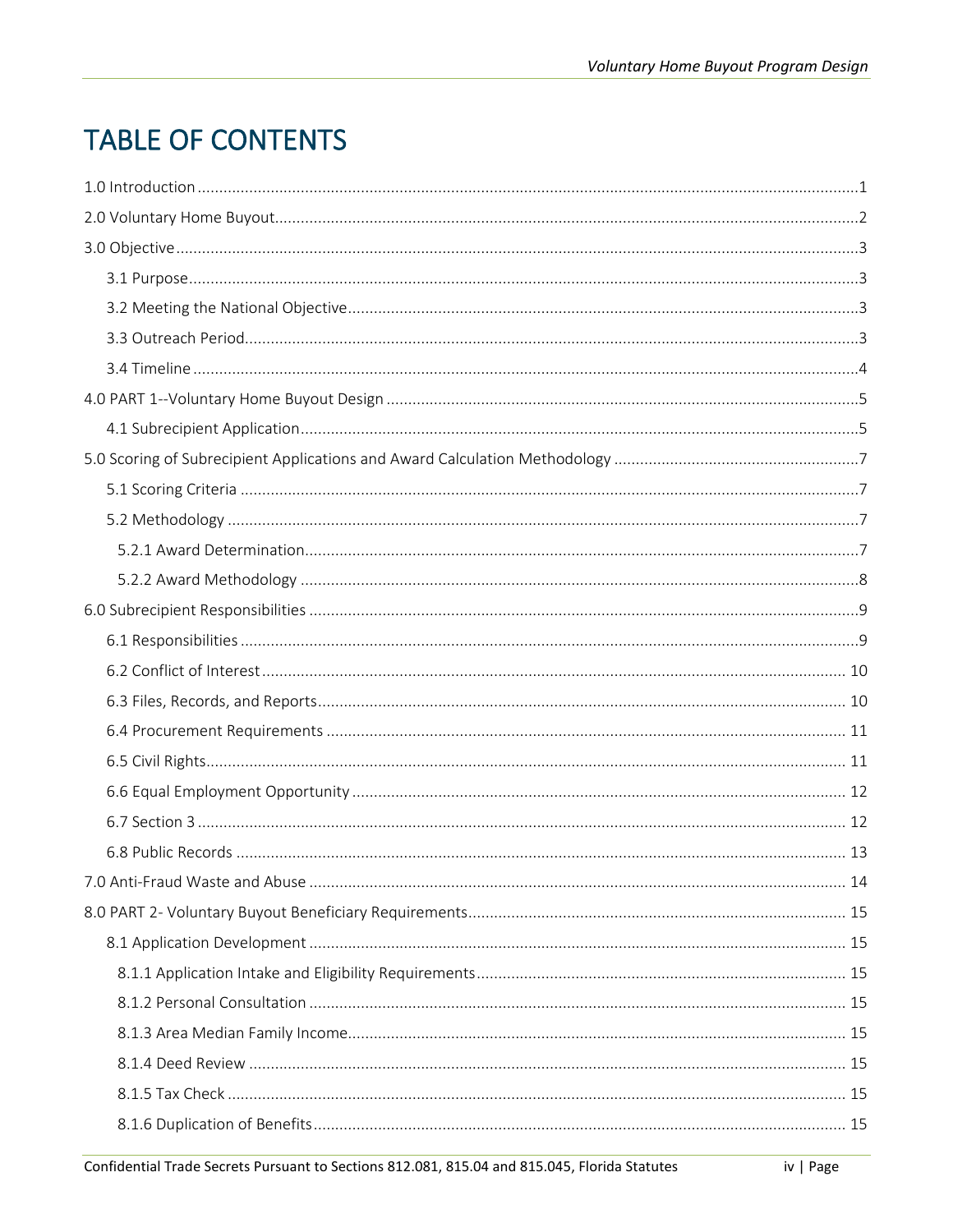# TABLE OF CONTENTS

1.0 Introduction ........................................................................................................ 1

2.0 Voluntary Home Buyout ........................................................................................ 2

3.0 Objective ............................................................................................................ 3

- 3.1 Purpose ........................................................................................................ 3
- 3.2 Meeting the National Objective ...................................................................... 3
- 3.3 Outreach Period ............................................................................................. 3
- 3.4 Timeline ........................................................................................................ 4

4.0 PART 1--Voluntary Home Buyout Design ................................................................ 5

- 4.1 Subrecipient Application ................................................................................ 5

5.0 Scoring of Subrecipient Applications and Award Calculation Methodology ............... 7

- 5.1 Scoring Criteria .............................................................................................. 7
- 5.2 Methodology ................................................................................................. 7
  - 5.2.1 Award Determination ................................................................................ 7
  - 5.2.2 Award Methodology .................................................................................. 8

6.0 Subrecipient Responsibilities ................................................................................ 9

- 6.1 Responsibilities .............................................................................................. 9
- 6.2 Conflict of Interest ......................................................................................... 10
- 6.3 Files, Records, and Reports ............................................................................. 10
- 6.4 Procurement Requirements ............................................................................ 11
- 6.5 Civil Rights ..................................................................................................... 11
- 6.6 Equal Employment Opportunity ...................................................................... 12
- 6.7 Section 3 ........................................................................................................ 12
- 6.8 Public Records ................................................................................................ 13

7.0 Anti-Fraud Waste and Abuse ................................................................................ 14

8.0 PART 2- Voluntary Buyout Beneficiary Requirements ............................................. 15

- 8.1 Application Development ............................................................................... 15
  - 8.1.1 Application Intake and Eligibility Requirements ......................................... 15
  - 8.1.2 Personal Consultation ............................................................................... 15
  - 8.1.3 Area Median Family Income ...................................................................... 15
  - 8.1.4 Deed Review ............................................................................................. 15
  - 8.1.5 Tax Check ................................................................................................. 15
  - 8.1.6 Duplication of Benefits .............................................................................. 15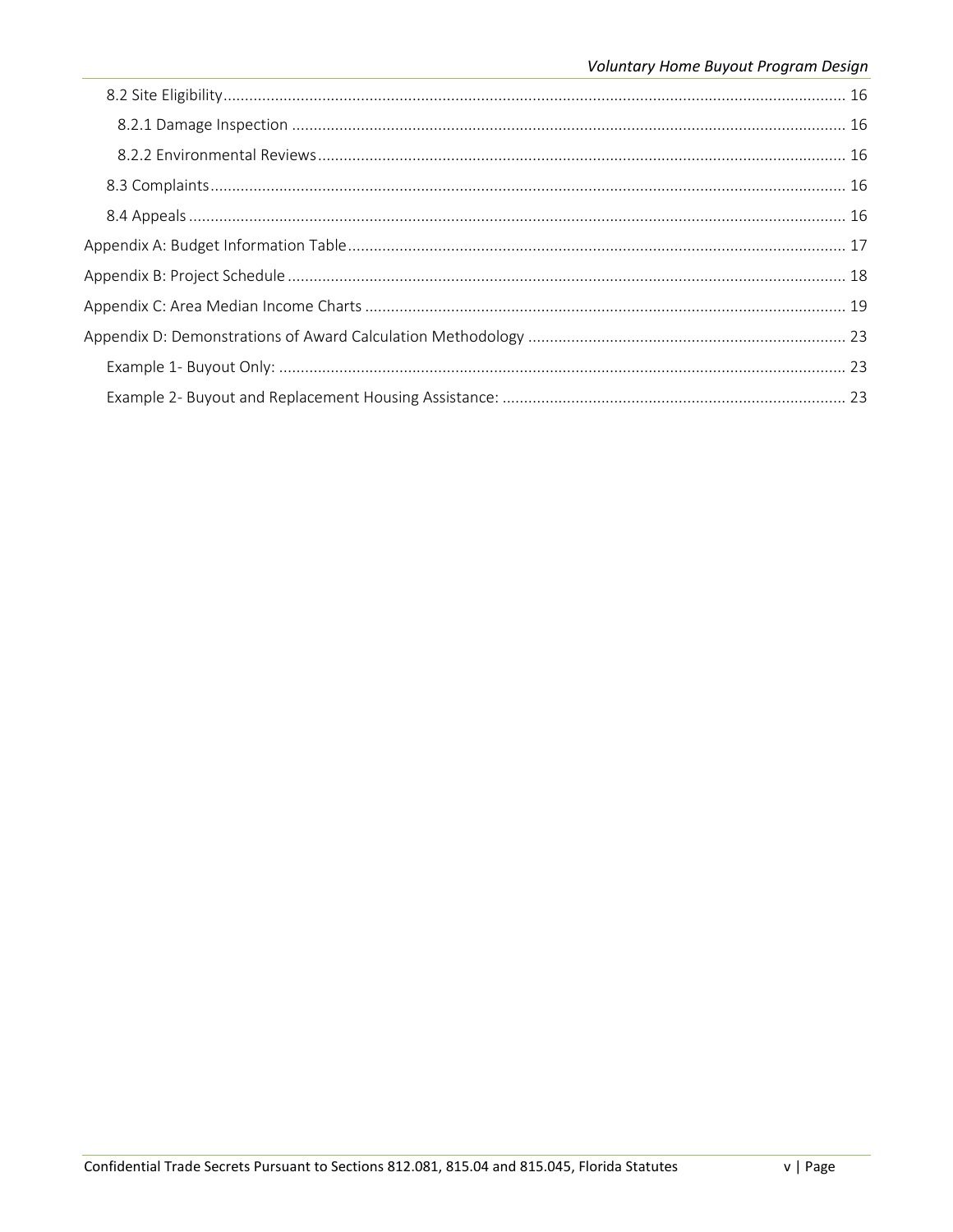8.2 Site Eligibility ..... 16

8.2.1 Damage Inspection ..... 16

8.2.2 Environmental Reviews ..... 16

8.3 Complaints ..... 16

8.4 Appeals ..... 16

Appendix A: Budget Information Table ..... 17

Appendix B: Project Schedule ..... 18

Appendix C: Area Median Income Charts ..... 19

Appendix D: Demonstrations of Award Calculation Methodology ..... 23

Example 1- Buyout Only: ..... 23

Example 2- Buyout and Replacement Housing Assistance: ..... 23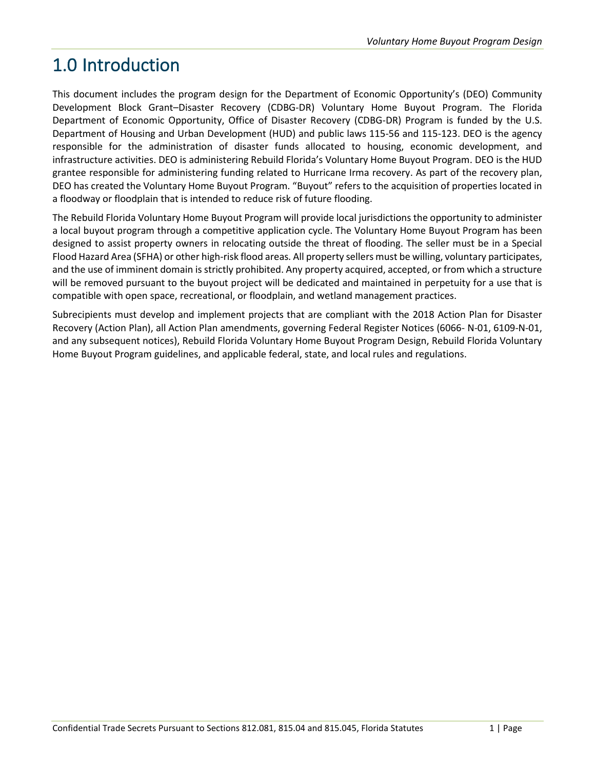# 1.0 Introduction

This document includes the program design for the Department of Economic Opportunity's (DEO) Community Development Block Grant–Disaster Recovery (CDBG-DR) Voluntary Home Buyout Program. The Florida Department of Economic Opportunity, Office of Disaster Recovery (CDBG-DR) Program is funded by the U.S. Department of Housing and Urban Development (HUD) and public laws 115-56 and 115-123. DEO is the agency responsible for the administration of disaster funds allocated to housing, economic development, and infrastructure activities. DEO is administering Rebuild Florida's Voluntary Home Buyout Program. DEO is the HUD grantee responsible for administering funding related to Hurricane Irma recovery. As part of the recovery plan, DEO has created the Voluntary Home Buyout Program. "Buyout" refers to the acquisition of properties located in a floodway or floodplain that is intended to reduce risk of future flooding.

The Rebuild Florida Voluntary Home Buyout Program will provide local jurisdictions the opportunity to administer a local buyout program through a competitive application cycle. The Voluntary Home Buyout Program has been designed to assist property owners in relocating outside the threat of flooding. The seller must be in a Special Flood Hazard Area (SFHA) or other high-risk flood areas. All property sellers must be willing, voluntary participates, and the use of imminent domain is strictly prohibited. Any property acquired, accepted, or from which a structure will be removed pursuant to the buyout project will be dedicated and maintained in perpetuity for a use that is compatible with open space, recreational, or floodplain, and wetland management practices.

Subrecipients must develop and implement projects that are compliant with the 2018 Action Plan for Disaster Recovery (Action Plan), all Action Plan amendments, governing Federal Register Notices (6066- N-01, 6109-N-01, and any subsequent notices), Rebuild Florida Voluntary Home Buyout Program Design, Rebuild Florida Voluntary Home Buyout Program guidelines, and applicable federal, state, and local rules and regulations.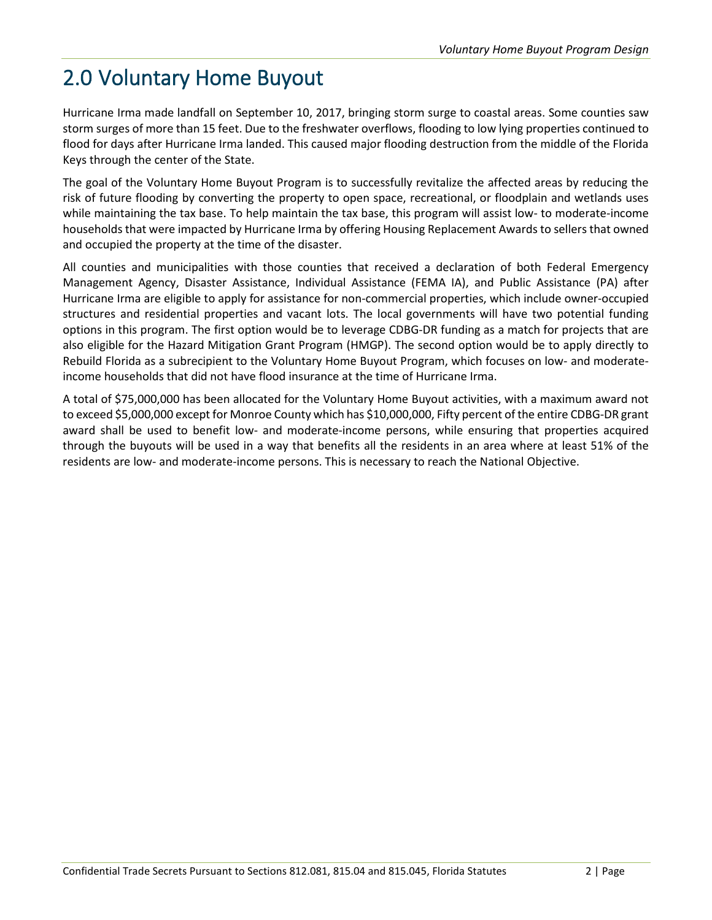# 2.0 Voluntary Home Buyout

Hurricane Irma made landfall on September 10, 2017, bringing storm surge to coastal areas. Some counties saw storm surges of more than 15 feet. Due to the freshwater overflows, flooding to low lying properties continued to flood for days after Hurricane Irma landed. This caused major flooding destruction from the middle of the Florida Keys through the center of the State.

The goal of the Voluntary Home Buyout Program is to successfully revitalize the affected areas by reducing the risk of future flooding by converting the property to open space, recreational, or floodplain and wetlands uses while maintaining the tax base. To help maintain the tax base, this program will assist low- to moderate-income households that were impacted by Hurricane Irma by offering Housing Replacement Awards to sellers that owned and occupied the property at the time of the disaster.

All counties and municipalities with those counties that received a declaration of both Federal Emergency Management Agency, Disaster Assistance, Individual Assistance (FEMA IA), and Public Assistance (PA) after Hurricane Irma are eligible to apply for assistance for non-commercial properties, which include owner-occupied structures and residential properties and vacant lots. The local governments will have two potential funding options in this program. The first option would be to leverage CDBG-DR funding as a match for projects that are also eligible for the Hazard Mitigation Grant Program (HMGP). The second option would be to apply directly to Rebuild Florida as a subrecipient to the Voluntary Home Buyout Program, which focuses on low- and moderate-income households that did not have flood insurance at the time of Hurricane Irma.

A total of $75,000,000 has been allocated for the Voluntary Home Buyout activities, with a maximum award not to exceed $5,000,000 except for Monroe County which has $10,000,000, Fifty percent of the entire CDBG-DR grant award shall be used to benefit low- and moderate-income persons, while ensuring that properties acquired through the buyouts will be used in a way that benefits all the residents in an area where at least 51% of the residents are low- and moderate-income persons. This is necessary to reach the National Objective.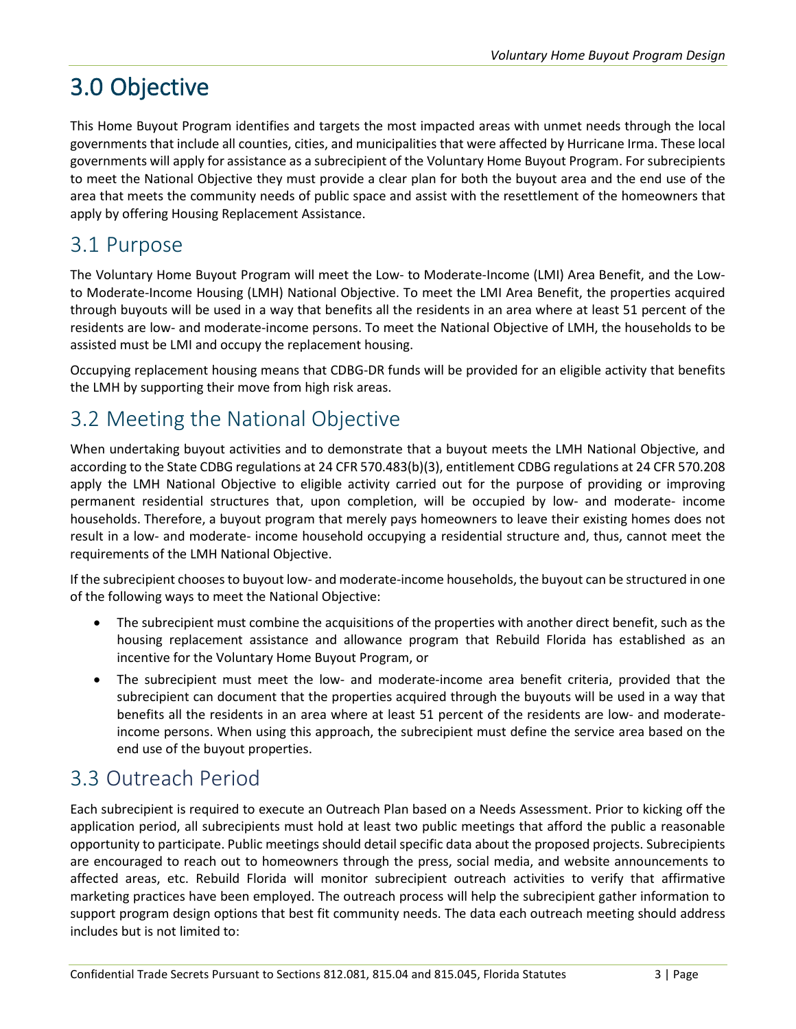# 3.0 Objective

This Home Buyout Program identifies and targets the most impacted areas with unmet needs through the local governments that include all counties, cities, and municipalities that were affected by Hurricane Irma. These local governments will apply for assistance as a subrecipient of the Voluntary Home Buyout Program. For subrecipients to meet the National Objective they must provide a clear plan for both the buyout area and the end use of the area that meets the community needs of public space and assist with the resettlement of the homeowners that apply by offering Housing Replacement Assistance.

## 3.1 Purpose

The Voluntary Home Buyout Program will meet the Low- to Moderate-Income (LMI) Area Benefit, and the Low-to Moderate-Income Housing (LMH) National Objective. To meet the LMI Area Benefit, the properties acquired through buyouts will be used in a way that benefits all the residents in an area where at least 51 percent of the residents are low- and moderate-income persons. To meet the National Objective of LMH, the households to be assisted must be LMI and occupy the replacement housing.

Occupying replacement housing means that CDBG-DR funds will be provided for an eligible activity that benefits the LMH by supporting their move from high risk areas.

## 3.2 Meeting the National Objective

When undertaking buyout activities and to demonstrate that a buyout meets the LMH National Objective, and according to the State CDBG regulations at 24 CFR 570.483(b)(3), entitlement CDBG regulations at 24 CFR 570.208 apply the LMH National Objective to eligible activity carried out for the purpose of providing or improving permanent residential structures that, upon completion, will be occupied by low- and moderate- income households. Therefore, a buyout program that merely pays homeowners to leave their existing homes does not result in a low- and moderate- income household occupying a residential structure and, thus, cannot meet the requirements of the LMH National Objective.

If the subrecipient chooses to buyout low- and moderate-income households, the buyout can be structured in one of the following ways to meet the National Objective:

- The subrecipient must combine the acquisitions of the properties with another direct benefit, such as the housing replacement assistance and allowance program that Rebuild Florida has established as an incentive for the Voluntary Home Buyout Program, or
- The subrecipient must meet the low- and moderate-income area benefit criteria, provided that the subrecipient can document that the properties acquired through the buyouts will be used in a way that benefits all the residents in an area where at least 51 percent of the residents are low- and moderate-income persons. When using this approach, the subrecipient must define the service area based on the end use of the buyout properties.

## 3.3 Outreach Period

Each subrecipient is required to execute an Outreach Plan based on a Needs Assessment. Prior to kicking off the application period, all subrecipients must hold at least two public meetings that afford the public a reasonable opportunity to participate. Public meetings should detail specific data about the proposed projects. Subrecipients are encouraged to reach out to homeowners through the press, social media, and website announcements to affected areas, etc. Rebuild Florida will monitor subrecipient outreach activities to verify that affirmative marketing practices have been employed. The outreach process will help the subrecipient gather information to support program design options that best fit community needs. The data each outreach meeting should address includes but is not limited to: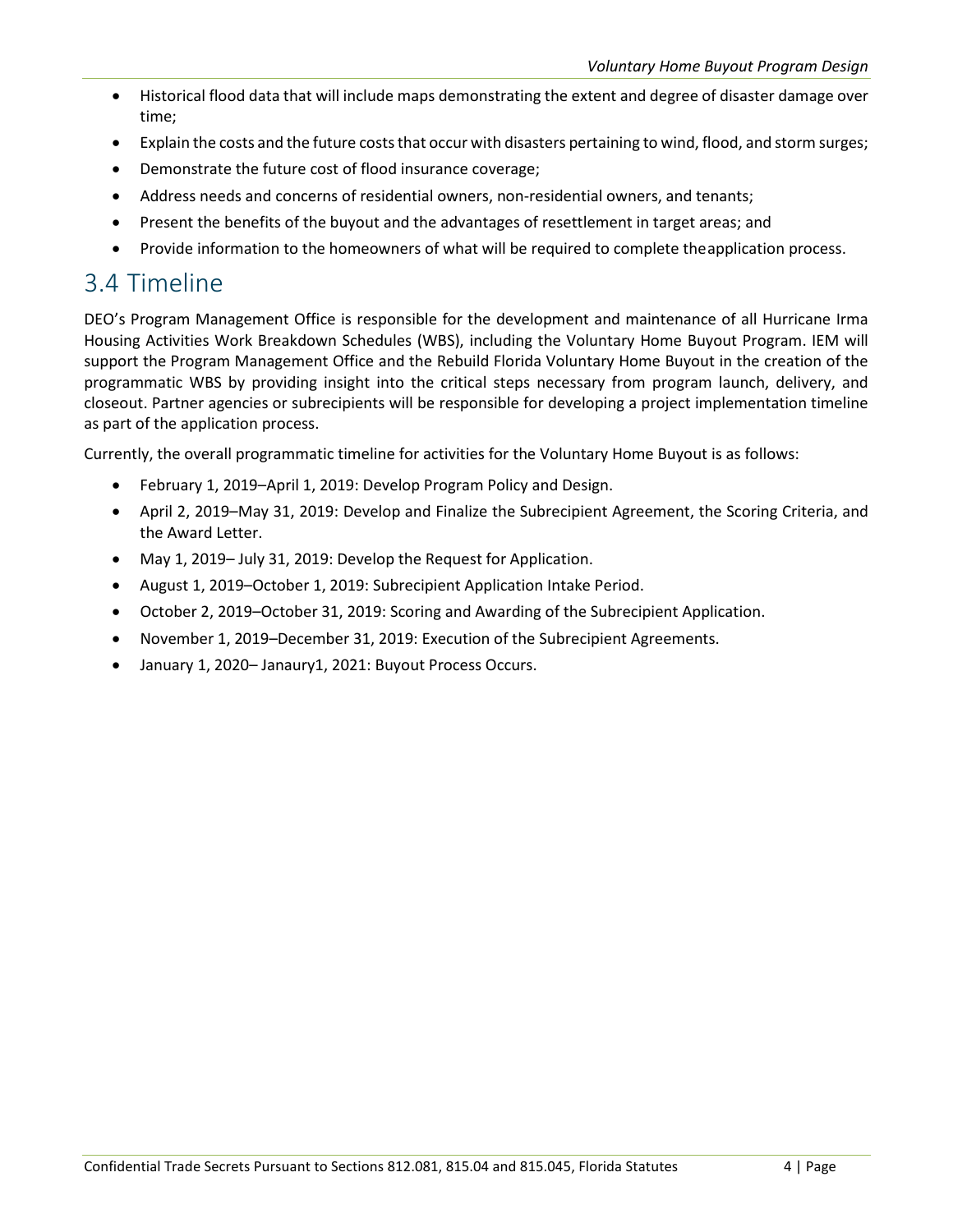- Historical flood data that will include maps demonstrating the extent and degree of disaster damage over time;
- Explain the costs and the future costs that occur with disasters pertaining to wind, flood, and storm surges;
- Demonstrate the future cost of flood insurance coverage;
- Address needs and concerns of residential owners, non-residential owners, and tenants;
- Present the benefits of the buyout and the advantages of resettlement in target areas; and
- Provide information to the homeowners of what will be required to complete theapplication process.

## 3.4 Timeline

DEO's Program Management Office is responsible for the development and maintenance of all Hurricane Irma Housing Activities Work Breakdown Schedules (WBS), including the Voluntary Home Buyout Program. IEM will support the Program Management Office and the Rebuild Florida Voluntary Home Buyout in the creation of the programmatic WBS by providing insight into the critical steps necessary from program launch, delivery, and closeout. Partner agencies or subrecipients will be responsible for developing a project implementation timeline as part of the application process.

Currently, the overall programmatic timeline for activities for the Voluntary Home Buyout is as follows:

- February 1, 2019–April 1, 2019: Develop Program Policy and Design.
- April 2, 2019–May 31, 2019: Develop and Finalize the Subrecipient Agreement, the Scoring Criteria, and the Award Letter.
- May 1, 2019– July 31, 2019: Develop the Request for Application.
- August 1, 2019–October 1, 2019: Subrecipient Application Intake Period.
- October 2, 2019–October 31, 2019: Scoring and Awarding of the Subrecipient Application.
- November 1, 2019–December 31, 2019: Execution of the Subrecipient Agreements.
- January 1, 2020– Janaury1, 2021: Buyout Process Occurs.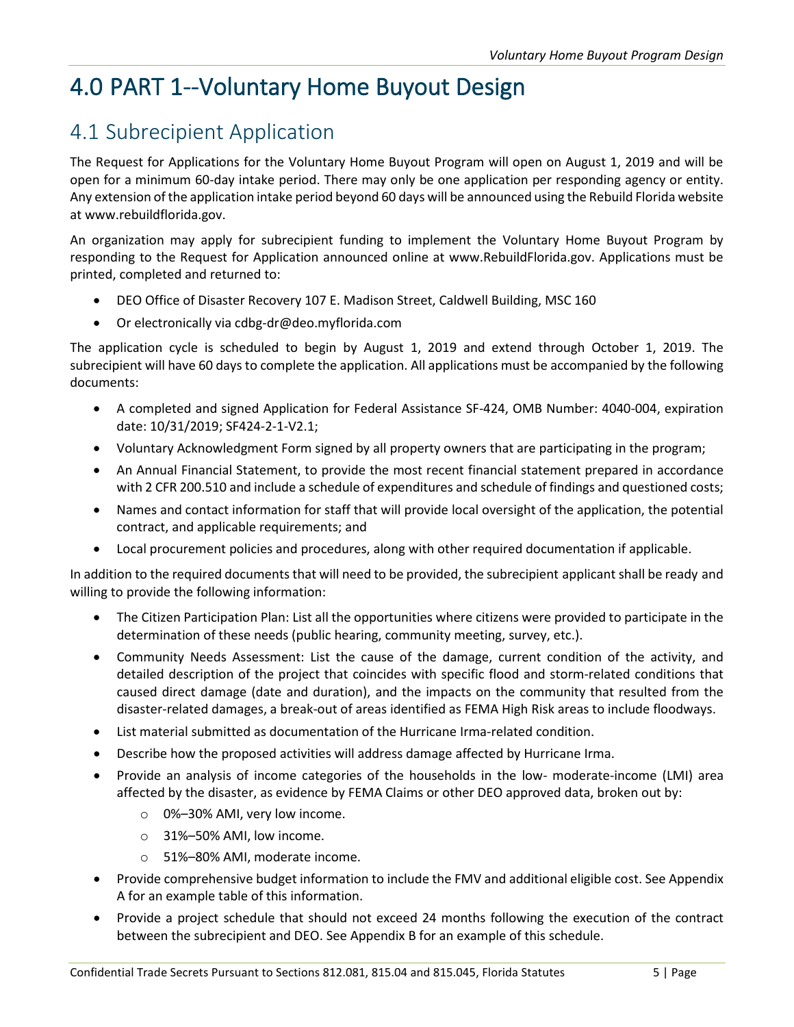# 4.0 PART 1--Voluntary Home Buyout Design

## 4.1 Subrecipient Application

The Request for Applications for the Voluntary Home Buyout Program will open on August 1, 2019 and will be open for a minimum 60-day intake period. There may only be one application per responding agency or entity. Any extension of the application intake period beyond 60 days will be announced using the Rebuild Florida website at www.rebuildflorida.gov.

An organization may apply for subrecipient funding to implement the Voluntary Home Buyout Program by responding to the Request for Application announced online at www.RebuildFlorida.gov. Applications must be printed, completed and returned to:

- DEO Office of Disaster Recovery 107 E. Madison Street, Caldwell Building, MSC 160
- Or electronically via cdbg-dr@deo.myflorida.com

The application cycle is scheduled to begin by August 1, 2019 and extend through October 1, 2019. The subrecipient will have 60 days to complete the application. All applications must be accompanied by the following documents:

- A completed and signed Application for Federal Assistance SF-424, OMB Number: 4040-004, expiration date: 10/31/2019; SF424-2-1-V2.1;
- Voluntary Acknowledgment Form signed by all property owners that are participating in the program;
- An Annual Financial Statement, to provide the most recent financial statement prepared in accordance with 2 CFR 200.510 and include a schedule of expenditures and schedule of findings and questioned costs;
- Names and contact information for staff that will provide local oversight of the application, the potential contract, and applicable requirements; and
- Local procurement policies and procedures, along with other required documentation if applicable.

In addition to the required documents that will need to be provided, the subrecipient applicant shall be ready and willing to provide the following information:

- The Citizen Participation Plan: List all the opportunities where citizens were provided to participate in the determination of these needs (public hearing, community meeting, survey, etc.).
- Community Needs Assessment: List the cause of the damage, current condition of the activity, and detailed description of the project that coincides with specific flood and storm-related conditions that caused direct damage (date and duration), and the impacts on the community that resulted from the disaster-related damages, a break-out of areas identified as FEMA High Risk areas to include floodways.
- List material submitted as documentation of the Hurricane Irma-related condition.
- Describe how the proposed activities will address damage affected by Hurricane Irma.
- Provide an analysis of income categories of the households in the low- moderate-income (LMI) area affected by the disaster, as evidence by FEMA Claims or other DEO approved data, broken out by:
  - 0%–30% AMI, very low income.
  - 31%–50% AMI, low income.
  - 51%–80% AMI, moderate income.
- Provide comprehensive budget information to include the FMV and additional eligible cost. See Appendix A for an example table of this information.
- Provide a project schedule that should not exceed 24 months following the execution of the contract between the subrecipient and DEO. See Appendix B for an example of this schedule.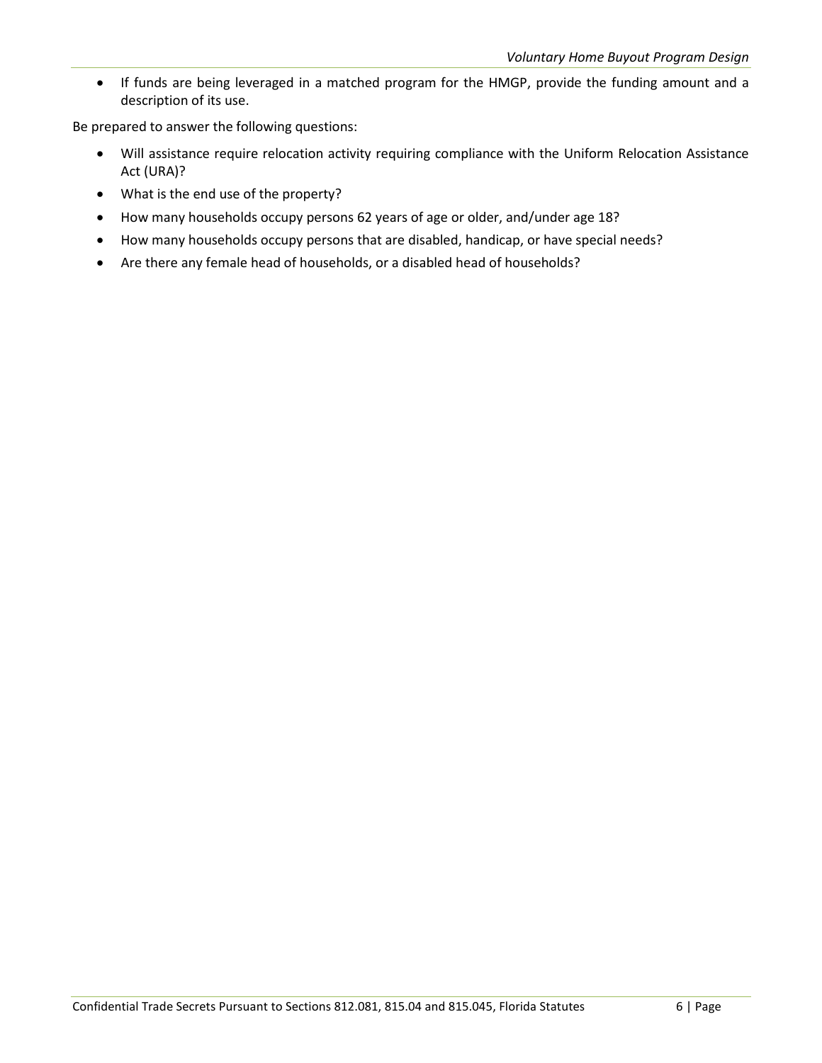- If funds are being leveraged in a matched program for the HMGP, provide the funding amount and a description of its use.

Be prepared to answer the following questions:

- Will assistance require relocation activity requiring compliance with the Uniform Relocation Assistance Act (URA)?
- What is the end use of the property?
- How many households occupy persons 62 years of age or older, and/under age 18?
- How many households occupy persons that are disabled, handicap, or have special needs?
- Are there any female head of households, or a disabled head of households?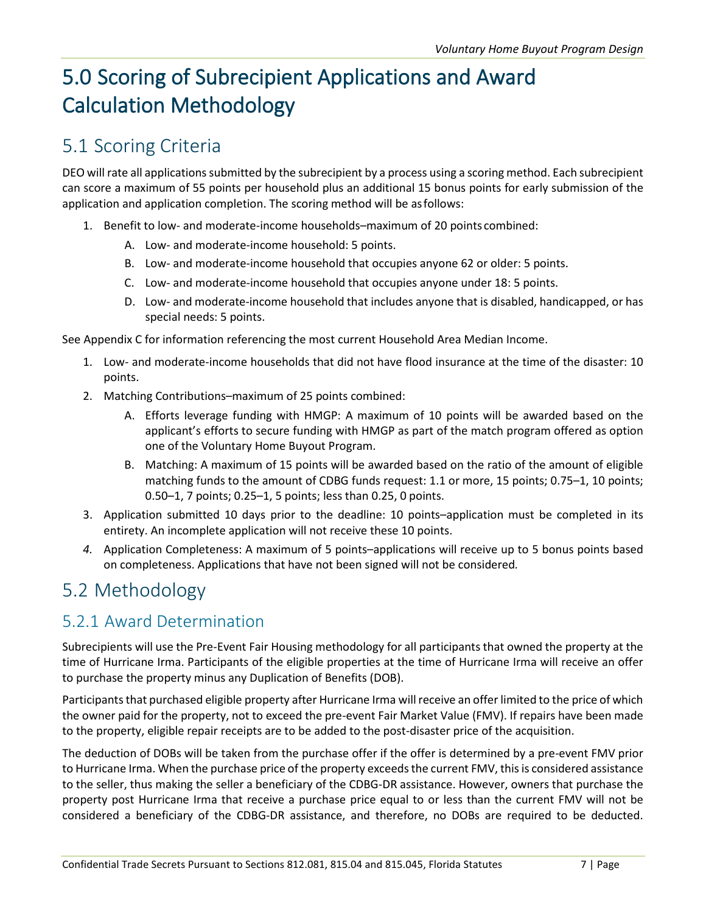# 5.0 Scoring of Subrecipient Applications and Award Calculation Methodology

## 5.1 Scoring Criteria

DEO will rate all applications submitted by the subrecipient by a process using a scoring method. Each subrecipient can score a maximum of 55 points per household plus an additional 15 bonus points for early submission of the application and application completion. The scoring method will be as follows:

1. Benefit to low- and moderate-income households–maximum of 20 points combined:
    A. Low- and moderate-income household: 5 points.
    B. Low- and moderate-income household that occupies anyone 62 or older: 5 points.
    C. Low- and moderate-income household that occupies anyone under 18: 5 points.
    D. Low- and moderate-income household that includes anyone that is disabled, handicapped, or has special needs: 5 points.

See Appendix C for information referencing the most current Household Area Median Income.

1. Low- and moderate-income households that did not have flood insurance at the time of the disaster: 10 points.
2. Matching Contributions–maximum of 25 points combined:
    A. Efforts leverage funding with HMGP: A maximum of 10 points will be awarded based on the applicant's efforts to secure funding with HMGP as part of the match program offered as option one of the Voluntary Home Buyout Program.
    B. Matching: A maximum of 15 points will be awarded based on the ratio of the amount of eligible matching funds to the amount of CDBG funds request: 1.1 or more, 15 points; 0.75–1, 10 points; 0.50–1, 7 points; 0.25–1, 5 points; less than 0.25, 0 points.
3. Application submitted 10 days prior to the deadline: 10 points–application must be completed in its entirety. An incomplete application will not receive these 10 points.
4. Application Completeness: A maximum of 5 points–applications will receive up to 5 bonus points based on completeness. Applications that have not been signed will not be considered.

## 5.2 Methodology

### 5.2.1 Award Determination

Subrecipients will use the Pre-Event Fair Housing methodology for all participants that owned the property at the time of Hurricane Irma. Participants of the eligible properties at the time of Hurricane Irma will receive an offer to purchase the property minus any Duplication of Benefits (DOB).

Participants that purchased eligible property after Hurricane Irma will receive an offer limited to the price of which the owner paid for the property, not to exceed the pre-event Fair Market Value (FMV). If repairs have been made to the property, eligible repair receipts are to be added to the post-disaster price of the acquisition.

The deduction of DOBs will be taken from the purchase offer if the offer is determined by a pre-event FMV prior to Hurricane Irma. When the purchase price of the property exceeds the current FMV, this is considered assistance to the seller, thus making the seller a beneficiary of the CDBG-DR assistance. However, owners that purchase the property post Hurricane Irma that receive a purchase price equal to or less than the current FMV will not be considered a beneficiary of the CDBG-DR assistance, and therefore, no DOBs are required to be deducted.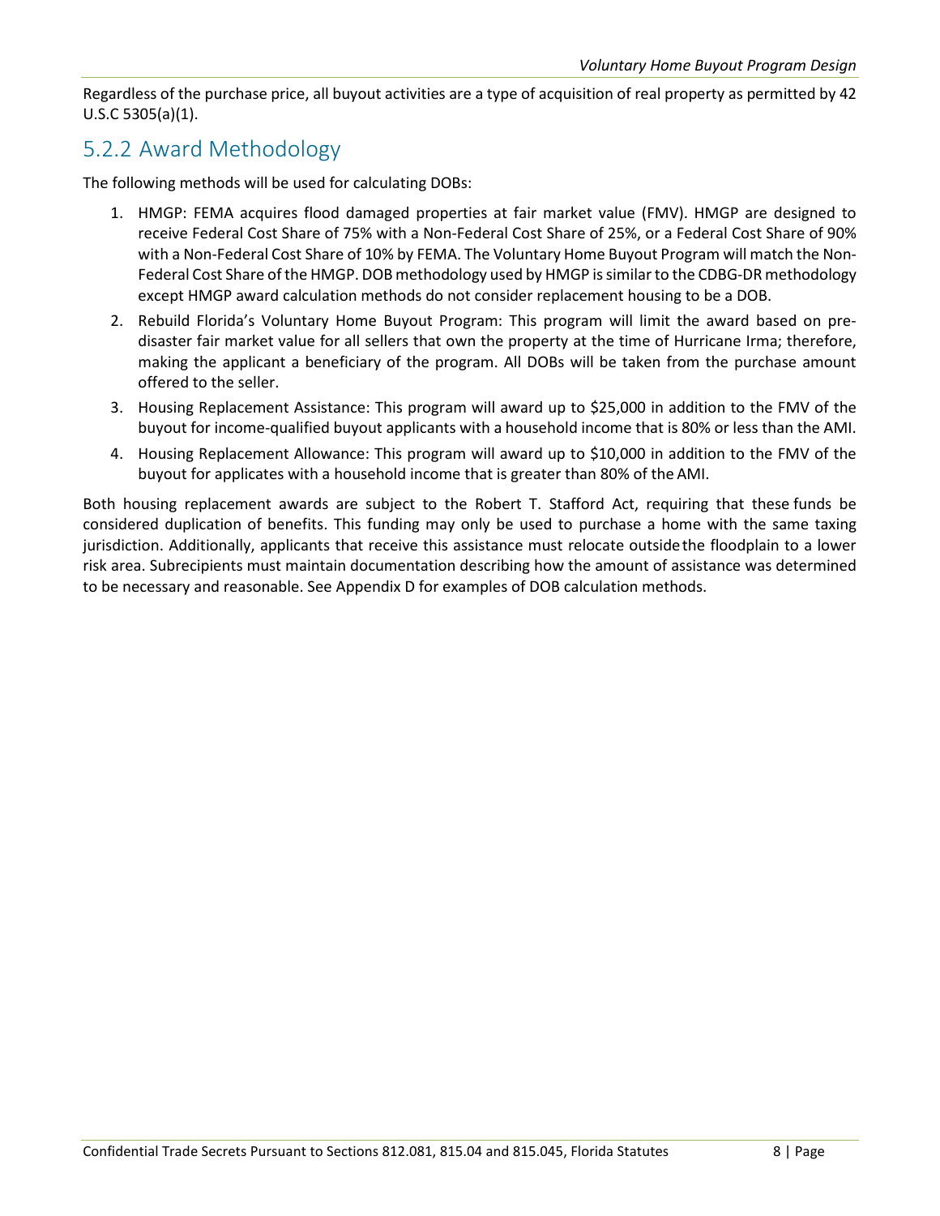Regardless of the purchase price, all buyout activities are a type of acquisition of real property as permitted by 42 U.S.C 5305(a)(1).

### 5.2.2 Award Methodology

The following methods will be used for calculating DOBs:

1. HMGP: FEMA acquires flood damaged properties at fair market value (FMV). HMGP are designed to receive Federal Cost Share of 75% with a Non-Federal Cost Share of 25%, or a Federal Cost Share of 90% with a Non-Federal Cost Share of 10% by FEMA. The Voluntary Home Buyout Program will match the Non-Federal Cost Share of the HMGP. DOB methodology used by HMGP is similar to the CDBG-DR methodology except HMGP award calculation methods do not consider replacement housing to be a DOB.
2. Rebuild Florida's Voluntary Home Buyout Program: This program will limit the award based on pre-disaster fair market value for all sellers that own the property at the time of Hurricane Irma; therefore, making the applicant a beneficiary of the program. All DOBs will be taken from the purchase amount offered to the seller.
3. Housing Replacement Assistance: This program will award up to $25,000 in addition to the FMV of the buyout for income-qualified buyout applicants with a household income that is 80% or less than the AMI.
4. Housing Replacement Allowance: This program will award up to $10,000 in addition to the FMV of the buyout for applicates with a household income that is greater than 80% of the AMI.

Both housing replacement awards are subject to the Robert T. Stafford Act, requiring that these funds be considered duplication of benefits. This funding may only be used to purchase a home with the same taxing jurisdiction. Additionally, applicants that receive this assistance must relocate outside the floodplain to a lower risk area. Subrecipients must maintain documentation describing how the amount of assistance was determined to be necessary and reasonable. See Appendix D for examples of DOB calculation methods.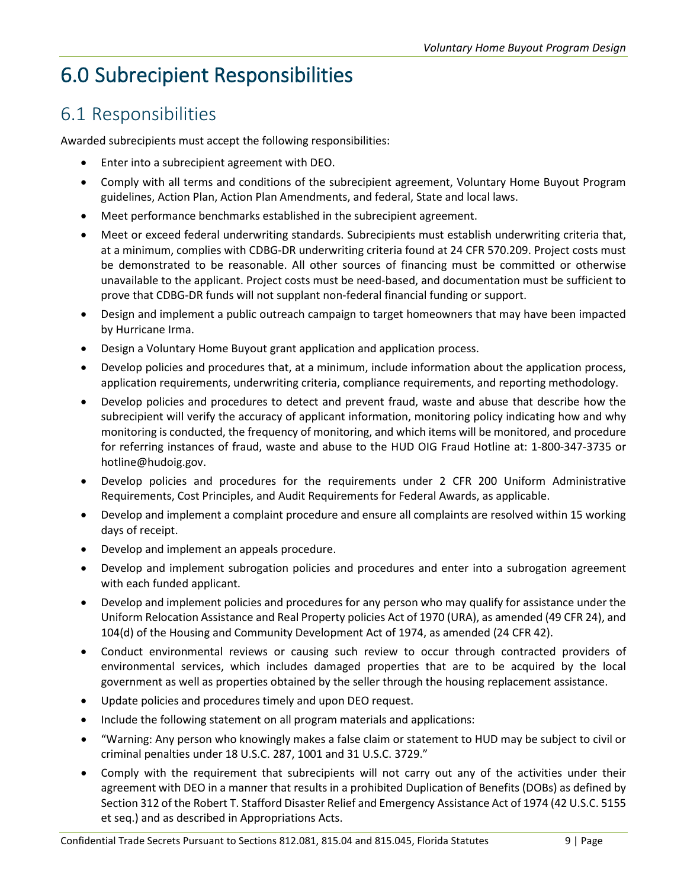# 6.0 Subrecipient Responsibilities

## 6.1 Responsibilities

Awarded subrecipients must accept the following responsibilities:

- Enter into a subrecipient agreement with DEO.
- Comply with all terms and conditions of the subrecipient agreement, Voluntary Home Buyout Program guidelines, Action Plan, Action Plan Amendments, and federal, State and local laws.
- Meet performance benchmarks established in the subrecipient agreement.
- Meet or exceed federal underwriting standards. Subrecipients must establish underwriting criteria that, at a minimum, complies with CDBG-DR underwriting criteria found at 24 CFR 570.209. Project costs must be demonstrated to be reasonable. All other sources of financing must be committed or otherwise unavailable to the applicant. Project costs must be need-based, and documentation must be sufficient to prove that CDBG-DR funds will not supplant non-federal financial funding or support.
- Design and implement a public outreach campaign to target homeowners that may have been impacted by Hurricane Irma.
- Design a Voluntary Home Buyout grant application and application process.
- Develop policies and procedures that, at a minimum, include information about the application process, application requirements, underwriting criteria, compliance requirements, and reporting methodology.
- Develop policies and procedures to detect and prevent fraud, waste and abuse that describe how the subrecipient will verify the accuracy of applicant information, monitoring policy indicating how and why monitoring is conducted, the frequency of monitoring, and which items will be monitored, and procedure for referring instances of fraud, waste and abuse to the HUD OIG Fraud Hotline at: 1-800-347-3735 or hotline@hudoig.gov.
- Develop policies and procedures for the requirements under 2 CFR 200 Uniform Administrative Requirements, Cost Principles, and Audit Requirements for Federal Awards, as applicable.
- Develop and implement a complaint procedure and ensure all complaints are resolved within 15 working days of receipt.
- Develop and implement an appeals procedure.
- Develop and implement subrogation policies and procedures and enter into a subrogation agreement with each funded applicant.
- Develop and implement policies and procedures for any person who may qualify for assistance under the Uniform Relocation Assistance and Real Property policies Act of 1970 (URA), as amended (49 CFR 24), and 104(d) of the Housing and Community Development Act of 1974, as amended (24 CFR 42).
- Conduct environmental reviews or causing such review to occur through contracted providers of environmental services, which includes damaged properties that are to be acquired by the local government as well as properties obtained by the seller through the housing replacement assistance.
- Update policies and procedures timely and upon DEO request.
- Include the following statement on all program materials and applications:
- "Warning: Any person who knowingly makes a false claim or statement to HUD may be subject to civil or criminal penalties under 18 U.S.C. 287, 1001 and 31 U.S.C. 3729."
- Comply with the requirement that subrecipients will not carry out any of the activities under their agreement with DEO in a manner that results in a prohibited Duplication of Benefits (DOBs) as defined by Section 312 of the Robert T. Stafford Disaster Relief and Emergency Assistance Act of 1974 (42 U.S.C. 5155 et seq.) and as described in Appropriations Acts.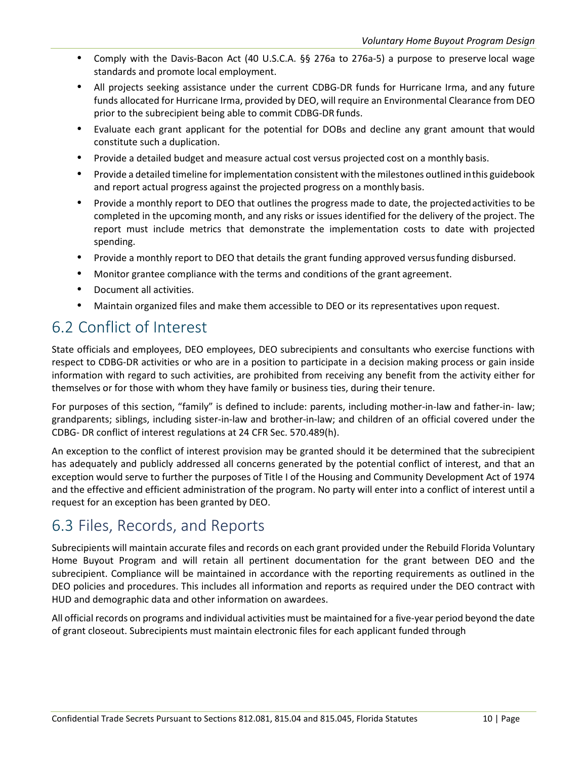- Comply with the Davis-Bacon Act (40 U.S.C.A. §§ 276a to 276a-5) a purpose to preserve local wage standards and promote local employment.
- All projects seeking assistance under the current CDBG-DR funds for Hurricane Irma, and any future funds allocated for Hurricane Irma, provided by DEO, will require an Environmental Clearance from DEO prior to the subrecipient being able to commit CDBG-DR funds.
- Evaluate each grant applicant for the potential for DOBs and decline any grant amount that would constitute such a duplication.
- Provide a detailed budget and measure actual cost versus projected cost on a monthly basis.
- Provide a detailed timeline for implementation consistent with the milestones outlined in this guidebook and report actual progress against the projected progress on a monthly basis.
- Provide a monthly report to DEO that outlines the progress made to date, the projected activities to be completed in the upcoming month, and any risks or issues identified for the delivery of the project. The report must include metrics that demonstrate the implementation costs to date with projected spending.
- Provide a monthly report to DEO that details the grant funding approved versus funding disbursed.
- Monitor grantee compliance with the terms and conditions of the grant agreement.
- Document all activities.
- Maintain organized files and make them accessible to DEO or its representatives upon request.

## 6.2 Conflict of Interest

State officials and employees, DEO employees, DEO subrecipients and consultants who exercise functions with respect to CDBG-DR activities or who are in a position to participate in a decision making process or gain inside information with regard to such activities, are prohibited from receiving any benefit from the activity either for themselves or for those with whom they have family or business ties, during their tenure.

For purposes of this section, "family" is defined to include: parents, including mother-in-law and father-in- law; grandparents; siblings, including sister-in-law and brother-in-law; and children of an official covered under the CDBG- DR conflict of interest regulations at 24 CFR Sec. 570.489(h).

An exception to the conflict of interest provision may be granted should it be determined that the subrecipient has adequately and publicly addressed all concerns generated by the potential conflict of interest, and that an exception would serve to further the purposes of Title I of the Housing and Community Development Act of 1974 and the effective and efficient administration of the program. No party will enter into a conflict of interest until a request for an exception has been granted by DEO.

## 6.3 Files, Records, and Reports

Subrecipients will maintain accurate files and records on each grant provided under the Rebuild Florida Voluntary Home Buyout Program and will retain all pertinent documentation for the grant between DEO and the subrecipient. Compliance will be maintained in accordance with the reporting requirements as outlined in the DEO policies and procedures. This includes all information and reports as required under the DEO contract with HUD and demographic data and other information on awardees.

All official records on programs and individual activities must be maintained for a five-year period beyond the date of grant closeout. Subrecipients must maintain electronic files for each applicant funded through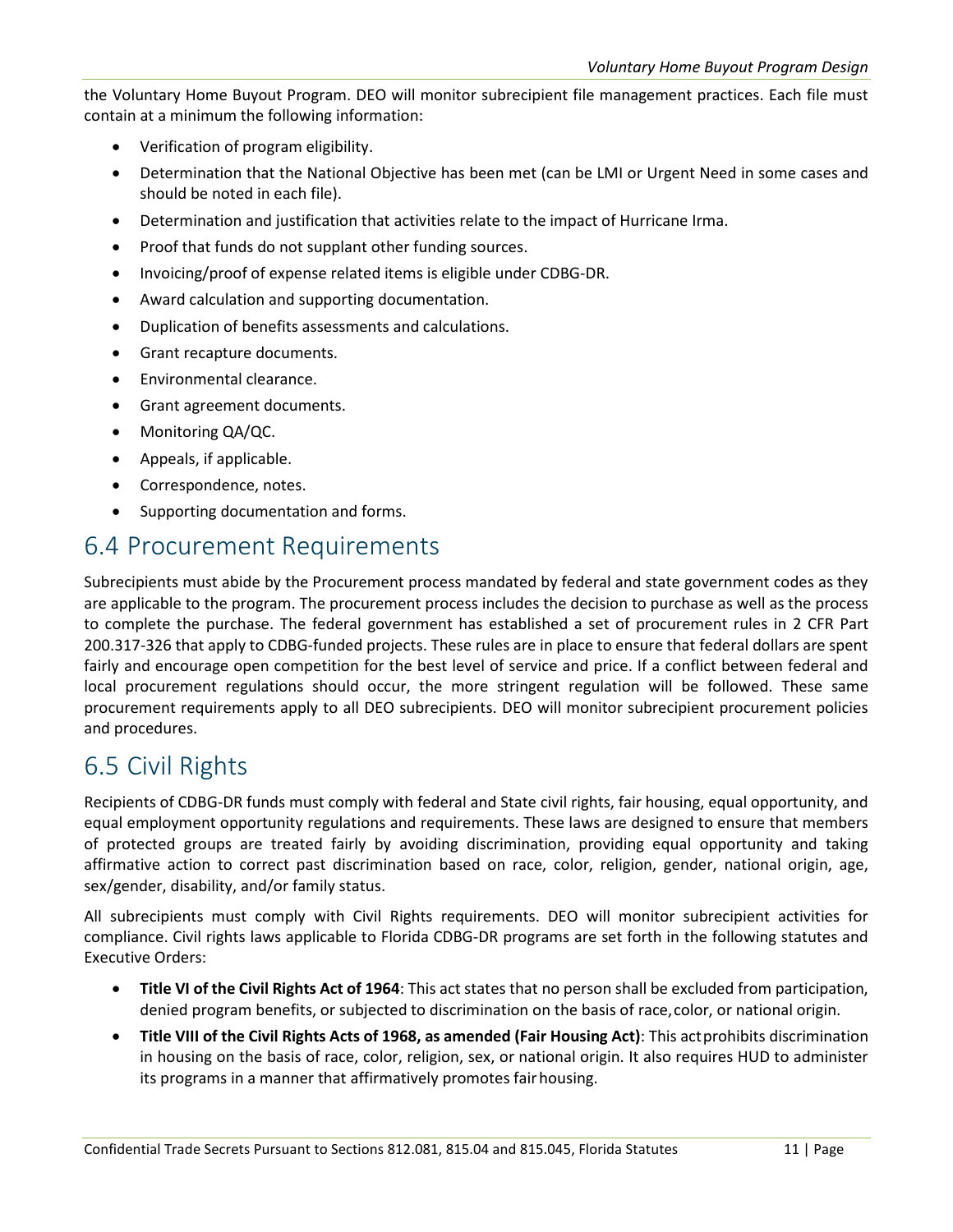the Voluntary Home Buyout Program. DEO will monitor subrecipient file management practices. Each file must contain at a minimum the following information:

- Verification of program eligibility.
- Determination that the National Objective has been met (can be LMI or Urgent Need in some cases and should be noted in each file).
- Determination and justification that activities relate to the impact of Hurricane Irma.
- Proof that funds do not supplant other funding sources.
- Invoicing/proof of expense related items is eligible under CDBG-DR.
- Award calculation and supporting documentation.
- Duplication of benefits assessments and calculations.
- Grant recapture documents.
- Environmental clearance.
- Grant agreement documents.
- Monitoring QA/QC.
- Appeals, if applicable.
- Correspondence, notes.
- Supporting documentation and forms.

## 6.4 Procurement Requirements

Subrecipients must abide by the Procurement process mandated by federal and state government codes as they are applicable to the program. The procurement process includes the decision to purchase as well as the process to complete the purchase. The federal government has established a set of procurement rules in 2 CFR Part 200.317-326 that apply to CDBG-funded projects. These rules are in place to ensure that federal dollars are spent fairly and encourage open competition for the best level of service and price. If a conflict between federal and local procurement regulations should occur, the more stringent regulation will be followed. These same procurement requirements apply to all DEO subrecipients. DEO will monitor subrecipient procurement policies and procedures.

## 6.5 Civil Rights

Recipients of CDBG-DR funds must comply with federal and State civil rights, fair housing, equal opportunity, and equal employment opportunity regulations and requirements. These laws are designed to ensure that members of protected groups are treated fairly by avoiding discrimination, providing equal opportunity and taking affirmative action to correct past discrimination based on race, color, religion, gender, national origin, age, sex/gender, disability, and/or family status.

All subrecipients must comply with Civil Rights requirements. DEO will monitor subrecipient activities for compliance. Civil rights laws applicable to Florida CDBG-DR programs are set forth in the following statutes and Executive Orders:

- **Title VI of the Civil Rights Act of 1964**: This act states that no person shall be excluded from participation, denied program benefits, or subjected to discrimination on the basis of race, color, or national origin.
- **Title VIII of the Civil Rights Acts of 1968, as amended (Fair Housing Act)**: This act prohibits discrimination in housing on the basis of race, color, religion, sex, or national origin. It also requires HUD to administer its programs in a manner that affirmatively promotes fair housing.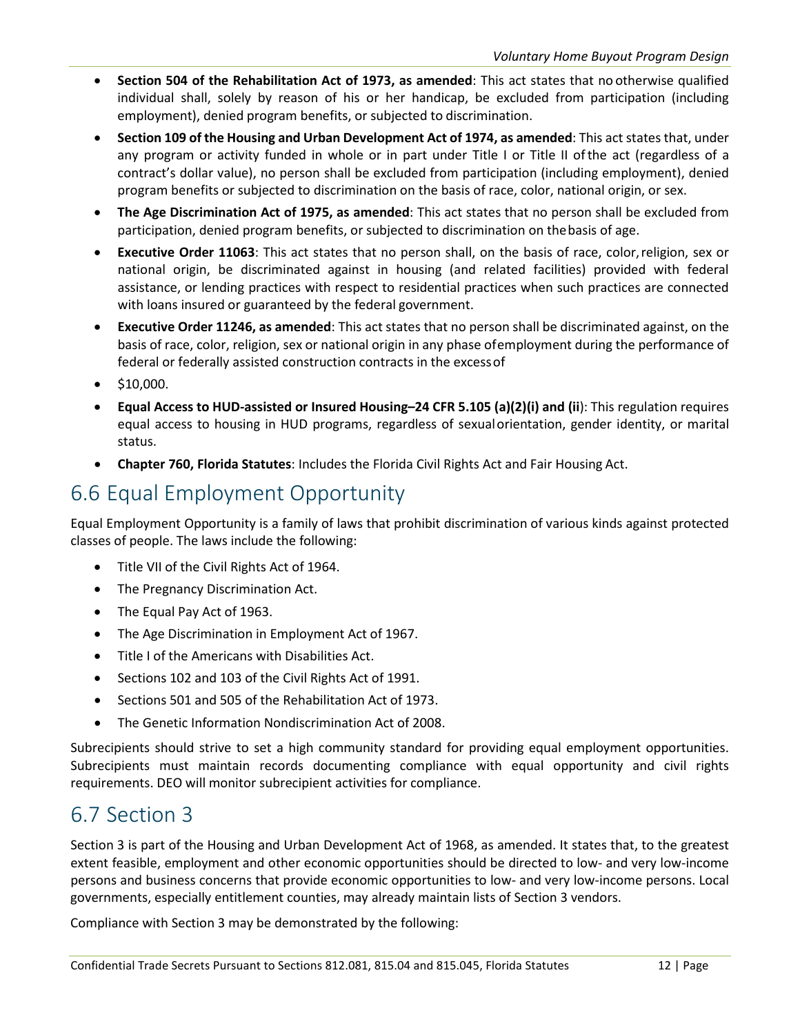- **Section 504 of the Rehabilitation Act of 1973, as amended**: This act states that no otherwise qualified individual shall, solely by reason of his or her handicap, be excluded from participation (including employment), denied program benefits, or subjected to discrimination.
- **Section 109 of the Housing and Urban Development Act of 1974, as amended**: This act states that, under any program or activity funded in whole or in part under Title I or Title II of the act (regardless of a contract's dollar value), no person shall be excluded from participation (including employment), denied program benefits or subjected to discrimination on the basis of race, color, national origin, or sex.
- **The Age Discrimination Act of 1975, as amended**: This act states that no person shall be excluded from participation, denied program benefits, or subjected to discrimination on the basis of age.
- **Executive Order 11063**: This act states that no person shall, on the basis of race, color, religion, sex or national origin, be discriminated against in housing (and related facilities) provided with federal assistance, or lending practices with respect to residential practices when such practices are connected with loans insured or guaranteed by the federal government.
- **Executive Order 11246, as amended**: This act states that no person shall be discriminated against, on the basis of race, color, religion, sex or national origin in any phase of employment during the performance of federal or federally assisted construction contracts in the excess of
- $10,000.
- **Equal Access to HUD-assisted or Insured Housing–24 CFR 5.105 (a)(2)(i) and (ii**): This regulation requires equal access to housing in HUD programs, regardless of sexual orientation, gender identity, or marital status.
- **Chapter 760, Florida Statutes**: Includes the Florida Civil Rights Act and Fair Housing Act.

## 6.6 Equal Employment Opportunity

Equal Employment Opportunity is a family of laws that prohibit discrimination of various kinds against protected classes of people. The laws include the following:

- Title VII of the Civil Rights Act of 1964.
- The Pregnancy Discrimination Act.
- The Equal Pay Act of 1963.
- The Age Discrimination in Employment Act of 1967.
- Title I of the Americans with Disabilities Act.
- Sections 102 and 103 of the Civil Rights Act of 1991.
- Sections 501 and 505 of the Rehabilitation Act of 1973.
- The Genetic Information Nondiscrimination Act of 2008.

Subrecipients should strive to set a high community standard for providing equal employment opportunities. Subrecipients must maintain records documenting compliance with equal opportunity and civil rights requirements. DEO will monitor subrecipient activities for compliance.

## 6.7 Section 3

Section 3 is part of the Housing and Urban Development Act of 1968, as amended. It states that, to the greatest extent feasible, employment and other economic opportunities should be directed to low- and very low-income persons and business concerns that provide economic opportunities to low- and very low-income persons. Local governments, especially entitlement counties, may already maintain lists of Section 3 vendors.

Compliance with Section 3 may be demonstrated by the following: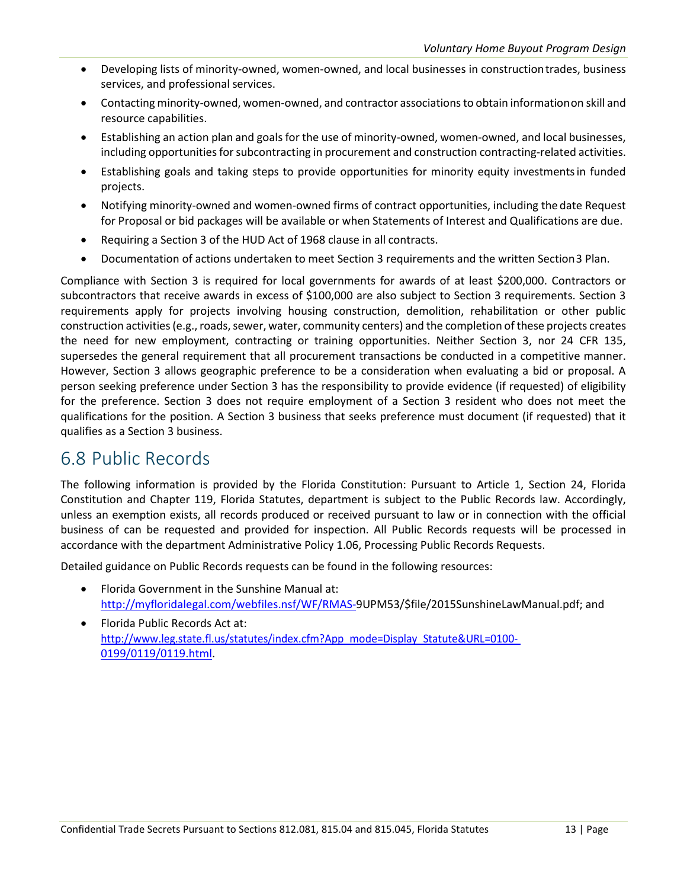- Developing lists of minority-owned, women-owned, and local businesses in construction trades, business services, and professional services.
- Contacting minority-owned, women-owned, and contractor associations to obtain information on skill and resource capabilities.
- Establishing an action plan and goals for the use of minority-owned, women-owned, and local businesses, including opportunities for subcontracting in procurement and construction contracting-related activities.
- Establishing goals and taking steps to provide opportunities for minority equity investments in funded projects.
- Notifying minority-owned and women-owned firms of contract opportunities, including the date Request for Proposal or bid packages will be available or when Statements of Interest and Qualifications are due.
- Requiring a Section 3 of the HUD Act of 1968 clause in all contracts.
- Documentation of actions undertaken to meet Section 3 requirements and the written Section 3 Plan.

Compliance with Section 3 is required for local governments for awards of at least $200,000. Contractors or subcontractors that receive awards in excess of $100,000 are also subject to Section 3 requirements. Section 3 requirements apply for projects involving housing construction, demolition, rehabilitation or other public construction activities (e.g., roads, sewer, water, community centers) and the completion of these projects creates the need for new employment, contracting or training opportunities. Neither Section 3, nor 24 CFR 135, supersedes the general requirement that all procurement transactions be conducted in a competitive manner. However, Section 3 allows geographic preference to be a consideration when evaluating a bid or proposal. A person seeking preference under Section 3 has the responsibility to provide evidence (if requested) of eligibility for the preference. Section 3 does not require employment of a Section 3 resident who does not meet the qualifications for the position. A Section 3 business that seeks preference must document (if requested) that it qualifies as a Section 3 business.

## 6.8 Public Records

The following information is provided by the Florida Constitution: Pursuant to Article 1, Section 24, Florida Constitution and Chapter 119, Florida Statutes, department is subject to the Public Records law. Accordingly, unless an exemption exists, all records produced or received pursuant to law or in connection with the official business of can be requested and provided for inspection. All Public Records requests will be processed in accordance with the department Administrative Policy 1.06, Processing Public Records Requests.

Detailed guidance on Public Records requests can be found in the following resources:

- Florida Government in the Sunshine Manual at: http://myfloridalegal.com/webfiles.nsf/WF/RMAS-9UPM53/$file/2015SunshineLawManual.pdf; and
- Florida Public Records Act at: http://www.leg.state.fl.us/statutes/index.cfm?App_mode=Display_Statute&URL=0100-0199/0119/0119.html.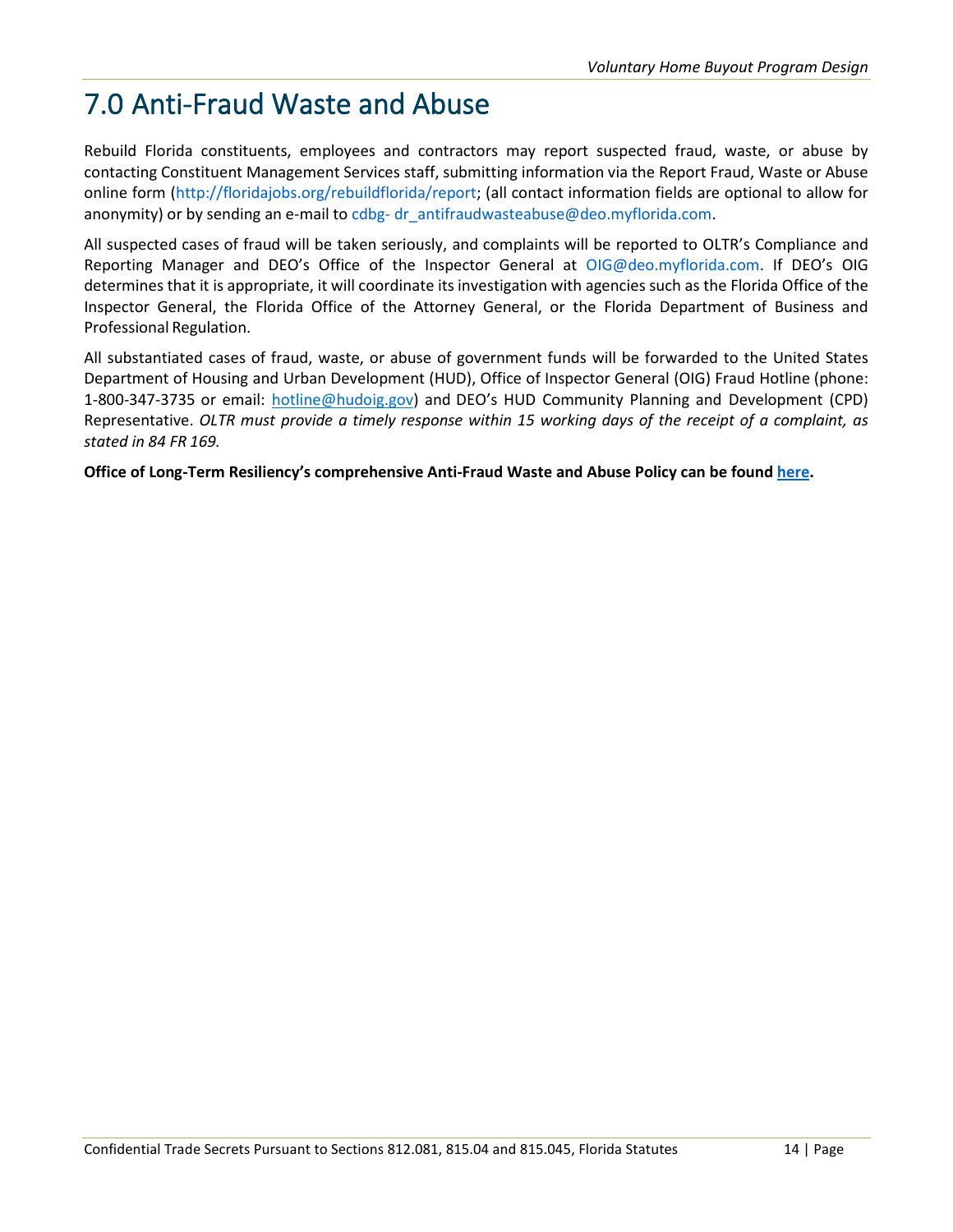# 7.0 Anti-Fraud Waste and Abuse

Rebuild Florida constituents, employees and contractors may report suspected fraud, waste, or abuse by contacting Constituent Management Services staff, submitting information via the Report Fraud, Waste or Abuse online form (http://floridajobs.org/rebuildflorida/report; (all contact information fields are optional to allow for anonymity) or by sending an e-mail to cdbg- dr_antifraudwasteabuse@deo.myflorida.com.

All suspected cases of fraud will be taken seriously, and complaints will be reported to OLTR's Compliance and Reporting Manager and DEO's Office of the Inspector General at OIG@deo.myflorida.com. If DEO's OIG determines that it is appropriate, it will coordinate its investigation with agencies such as the Florida Office of the Inspector General, the Florida Office of the Attorney General, or the Florida Department of Business and Professional Regulation.

All substantiated cases of fraud, waste, or abuse of government funds will be forwarded to the United States Department of Housing and Urban Development (HUD), Office of Inspector General (OIG) Fraud Hotline (phone: 1-800-347-3735 or email: hotline@hudoig.gov) and DEO's HUD Community Planning and Development (CPD) Representative. *OLTR must provide a timely response within 15 working days of the receipt of a complaint, as stated in 84 FR 169.*

**Office of Long-Term Resiliency's comprehensive Anti-Fraud Waste and Abuse Policy can be found here.**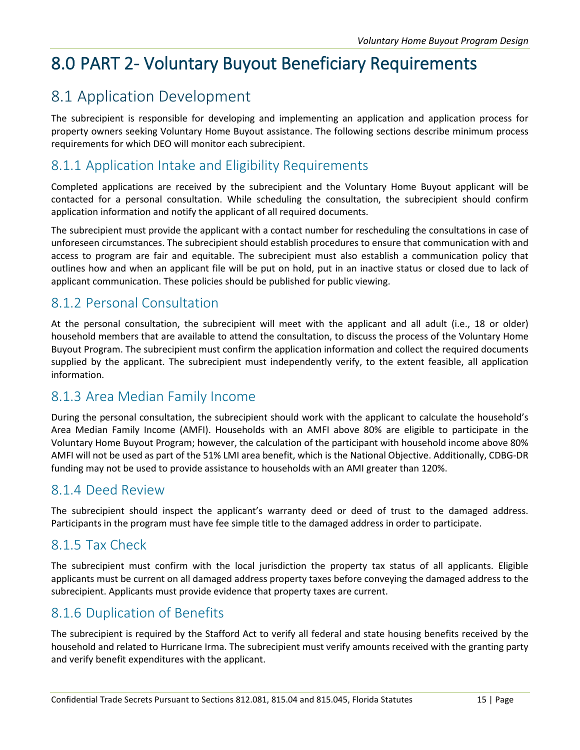# 8.0 PART 2- Voluntary Buyout Beneficiary Requirements

## 8.1 Application Development

The subrecipient is responsible for developing and implementing an application and application process for property owners seeking Voluntary Home Buyout assistance. The following sections describe minimum process requirements for which DEO will monitor each subrecipient.

### 8.1.1 Application Intake and Eligibility Requirements

Completed applications are received by the subrecipient and the Voluntary Home Buyout applicant will be contacted for a personal consultation. While scheduling the consultation, the subrecipient should confirm application information and notify the applicant of all required documents.

The subrecipient must provide the applicant with a contact number for rescheduling the consultations in case of unforeseen circumstances. The subrecipient should establish procedures to ensure that communication with and access to program are fair and equitable. The subrecipient must also establish a communication policy that outlines how and when an applicant file will be put on hold, put in an inactive status or closed due to lack of applicant communication. These policies should be published for public viewing.

### 8.1.2 Personal Consultation

At the personal consultation, the subrecipient will meet with the applicant and all adult (i.e., 18 or older) household members that are available to attend the consultation, to discuss the process of the Voluntary Home Buyout Program. The subrecipient must confirm the application information and collect the required documents supplied by the applicant. The subrecipient must independently verify, to the extent feasible, all application information.

### 8.1.3 Area Median Family Income

During the personal consultation, the subrecipient should work with the applicant to calculate the household's Area Median Family Income (AMFI). Households with an AMFI above 80% are eligible to participate in the Voluntary Home Buyout Program; however, the calculation of the participant with household income above 80% AMFI will not be used as part of the 51% LMI area benefit, which is the National Objective. Additionally, CDBG-DR funding may not be used to provide assistance to households with an AMI greater than 120%.

### 8.1.4 Deed Review

The subrecipient should inspect the applicant's warranty deed or deed of trust to the damaged address. Participants in the program must have fee simple title to the damaged address in order to participate.

### 8.1.5 Tax Check

The subrecipient must confirm with the local jurisdiction the property tax status of all applicants. Eligible applicants must be current on all damaged address property taxes before conveying the damaged address to the subrecipient. Applicants must provide evidence that property taxes are current.

### 8.1.6 Duplication of Benefits

The subrecipient is required by the Stafford Act to verify all federal and state housing benefits received by the household and related to Hurricane Irma. The subrecipient must verify amounts received with the granting party and verify benefit expenditures with the applicant.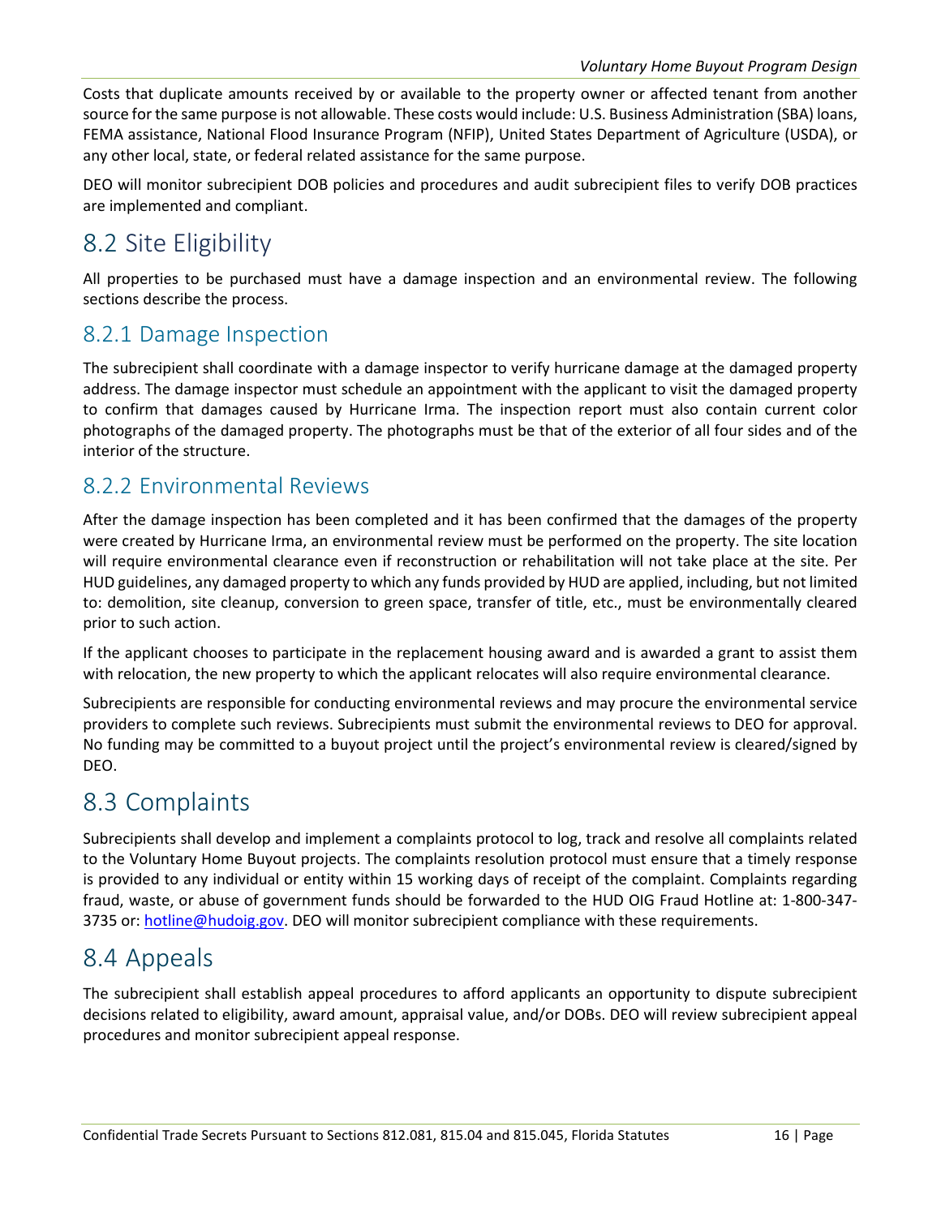Costs that duplicate amounts received by or available to the property owner or affected tenant from another source for the same purpose is not allowable. These costs would include: U.S. Business Administration (SBA) loans, FEMA assistance, National Flood Insurance Program (NFIP), United States Department of Agriculture (USDA), or any other local, state, or federal related assistance for the same purpose.

DEO will monitor subrecipient DOB policies and procedures and audit subrecipient files to verify DOB practices are implemented and compliant.

## 8.2 Site Eligibility

All properties to be purchased must have a damage inspection and an environmental review. The following sections describe the process.

### 8.2.1 Damage Inspection

The subrecipient shall coordinate with a damage inspector to verify hurricane damage at the damaged property address. The damage inspector must schedule an appointment with the applicant to visit the damaged property to confirm that damages caused by Hurricane Irma. The inspection report must also contain current color photographs of the damaged property. The photographs must be that of the exterior of all four sides and of the interior of the structure.

### 8.2.2 Environmental Reviews

After the damage inspection has been completed and it has been confirmed that the damages of the property were created by Hurricane Irma, an environmental review must be performed on the property. The site location will require environmental clearance even if reconstruction or rehabilitation will not take place at the site. Per HUD guidelines, any damaged property to which any funds provided by HUD are applied, including, but not limited to: demolition, site cleanup, conversion to green space, transfer of title, etc., must be environmentally cleared prior to such action.

If the applicant chooses to participate in the replacement housing award and is awarded a grant to assist them with relocation, the new property to which the applicant relocates will also require environmental clearance.

Subrecipients are responsible for conducting environmental reviews and may procure the environmental service providers to complete such reviews. Subrecipients must submit the environmental reviews to DEO for approval. No funding may be committed to a buyout project until the project's environmental review is cleared/signed by DEO.

## 8.3 Complaints

Subrecipients shall develop and implement a complaints protocol to log, track and resolve all complaints related to the Voluntary Home Buyout projects. The complaints resolution protocol must ensure that a timely response is provided to any individual or entity within 15 working days of receipt of the complaint. Complaints regarding fraud, waste, or abuse of government funds should be forwarded to the HUD OIG Fraud Hotline at: 1-800-347-3735 or: [hotline@hudoig.gov](mailto:hotline@hudoig.gov). DEO will monitor subrecipient compliance with these requirements.

## 8.4 Appeals

The subrecipient shall establish appeal procedures to afford applicants an opportunity to dispute subrecipient decisions related to eligibility, award amount, appraisal value, and/or DOBs. DEO will review subrecipient appeal procedures and monitor subrecipient appeal response.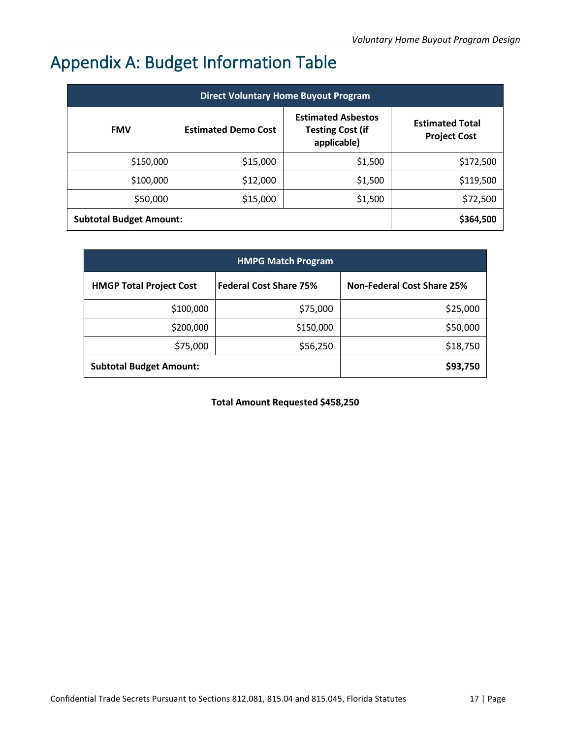# Appendix A: Budget Information Table

| Direct Voluntary Home Buyout Program | | | |
|---|---|---|---|
| **FMV** | **Estimated Demo Cost** | **Estimated Asbestos Testing Cost (if applicable)** | **Estimated Total Project Cost** |
| $150,000 | $15,000 | $1,500 | $172,500 |
| $100,000 | $12,000 | $1,500 | $119,500 |
| $50,000 | $15,000 | $1,500 | $72,500 |
| **Subtotal Budget Amount:** | | | **$364,500** |

| HMPG Match Program | | |
|---|---|---|
| **HMGP Total Project Cost** | **Federal Cost Share 75%** | **Non-Federal Cost Share 25%** |
| $100,000 | $75,000 | $25,000 |
| $200,000 | $150,000 | $50,000 |
| $75,000 | $56,250 | $18,750 |
| **Subtotal Budget Amount:** | | **$93,750** |

**Total Amount Requested $458,250**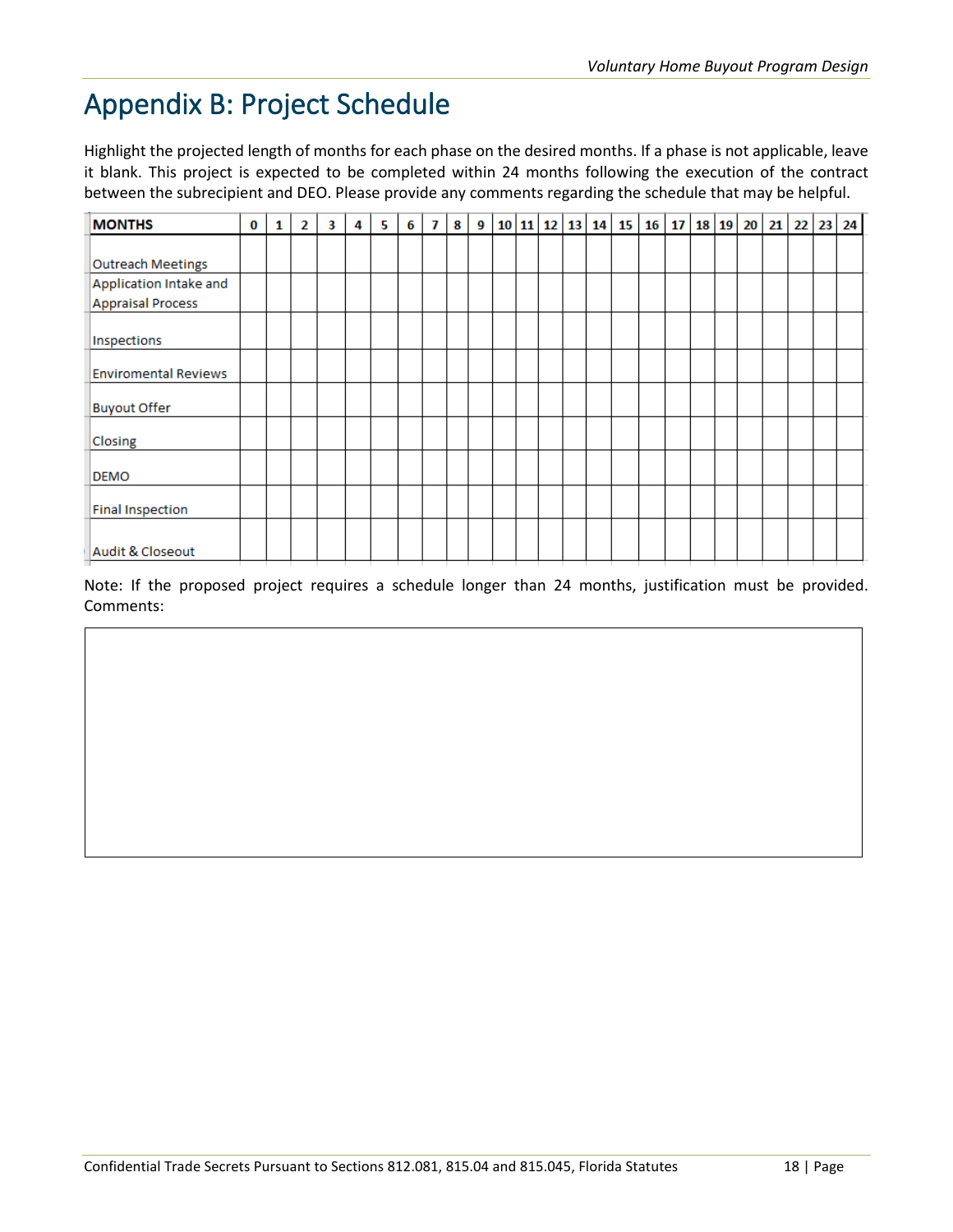# Appendix B: Project Schedule

Highlight the projected length of months for each phase on the desired months. If a phase is not applicable, leave it blank. This project is expected to be completed within 24 months following the execution of the contract between the subrecipient and DEO. Please provide any comments regarding the schedule that may be helpful.

| MONTHS | 0 | 1 | 2 | 3 | 4 | 5 | 6 | 7 | 8 | 9 | 10 | 11 | 12 | 13 | 14 | 15 | 16 | 17 | 18 | 19 | 20 | 21 | 22 | 23 | 24 |
|---|---|---|---|---|---|---|---|---|---|---|---|---|---|---|---|---|---|---|---|---|---|---|---|---|---|
| Outreach Meetings | | | | | | | | | | | | | | | | | | | | | | | | | |
| Application Intake and Appraisal Process | | | | | | | | | | | | | | | | | | | | | | | | | |
| Inspections | | | | | | | | | | | | | | | | | | | | | | | | | |
| Enviromental Reviews | | | | | | | | | | | | | | | | | | | | | | | | | |
| Buyout Offer | | | | | | | | | | | | | | | | | | | | | | | | | |
| Closing | | | | | | | | | | | | | | | | | | | | | | | | | |
| DEMO | | | | | | | | | | | | | | | | | | | | | | | | | |
| Final Inspection | | | | | | | | | | | | | | | | | | | | | | | | | |
| Audit & Closeout | | | | | | | | | | | | | | | | | | | | | | | | | |

Note: If the proposed project requires a schedule longer than 24 months, justification must be provided. Comments:

| |
|---|
| |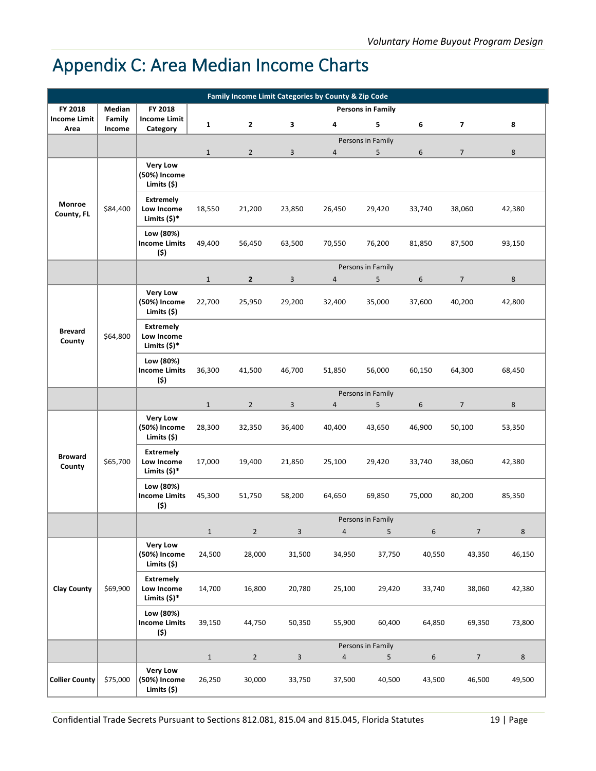# Appendix C: Area Median Income Charts

| Family Income Limit Categories by County & Zip Code | | | | | | | | | | |
|---|---|---|---|---|---|---|---|---|---|---|
| FY 2018 Income Limit Area | Median Family Income | FY 2018 Income Limit Category | Persons in Family | | | | | | | |
| | | | 1 | 2 | 3 | 4 | 5 | 6 | 7 | 8 |
| | | | Persons in Family | | | | | | | |
| | | | 1 | 2 | 3 | 4 | 5 | 6 | 7 | 8 |
| Monroe County, FL | $84,400 | Very Low (50%) Income Limits ($) | | | | | | | | |
| | | Extremely Low Income Limits ($)* | 18,550 | 21,200 | 23,850 | 26,450 | 29,420 | 33,740 | 38,060 | 42,380 |
| | | Low (80%) Income Limits ($) | 49,400 | 56,450 | 63,500 | 70,550 | 76,200 | 81,850 | 87,500 | 93,150 |
| | | | Persons in Family | | | | | | | |
| | | | 1 | 2 | 3 | 4 | 5 | 6 | 7 | 8 |
| Brevard County | $64,800 | Very Low (50%) Income Limits ($) | 22,700 | 25,950 | 29,200 | 32,400 | 35,000 | 37,600 | 40,200 | 42,800 |
| | | Extremely Low Income Limits ($)* | | | | | | | | |
| | | Low (80%) Income Limits ($) | 36,300 | 41,500 | 46,700 | 51,850 | 56,000 | 60,150 | 64,300 | 68,450 |
| | | | Persons in Family | | | | | | | |
| | | | 1 | 2 | 3 | 4 | 5 | 6 | 7 | 8 |
| Broward County | $65,700 | Very Low (50%) Income Limits ($) | 28,300 | 32,350 | 36,400 | 40,400 | 43,650 | 46,900 | 50,100 | 53,350 |
| | | Extremely Low Income Limits ($)* | 17,000 | 19,400 | 21,850 | 25,100 | 29,420 | 33,740 | 38,060 | 42,380 |
| | | Low (80%) Income Limits ($) | 45,300 | 51,750 | 58,200 | 64,650 | 69,850 | 75,000 | 80,200 | 85,350 |
| | | | Persons in Family | | | | | | | |
| | | | 1 | 2 | 3 | 4 | 5 | 6 | 7 | 8 |
| Clay County | $69,900 | Very Low (50%) Income Limits ($) | 24,500 | 28,000 | 31,500 | 34,950 | 37,750 | 40,550 | 43,350 | 46,150 |
| | | Extremely Low Income Limits ($)* | 14,700 | 16,800 | 20,780 | 25,100 | 29,420 | 33,740 | 38,060 | 42,380 |
| | | Low (80%) Income Limits ($) | 39,150 | 44,750 | 50,350 | 55,900 | 60,400 | 64,850 | 69,350 | 73,800 |
| | | | Persons in Family | | | | | | | |
| | | | 1 | 2 | 3 | 4 | 5 | 6 | 7 | 8 |
| Collier County | $75,000 | Very Low (50%) Income Limits ($) | 26,250 | 30,000 | 33,750 | 37,500 | 40,500 | 43,500 | 46,500 | 49,500 |

Confidential Trade Secrets Pursuant to Sections 812.081, 815.04 and 815.045, Florida Statutes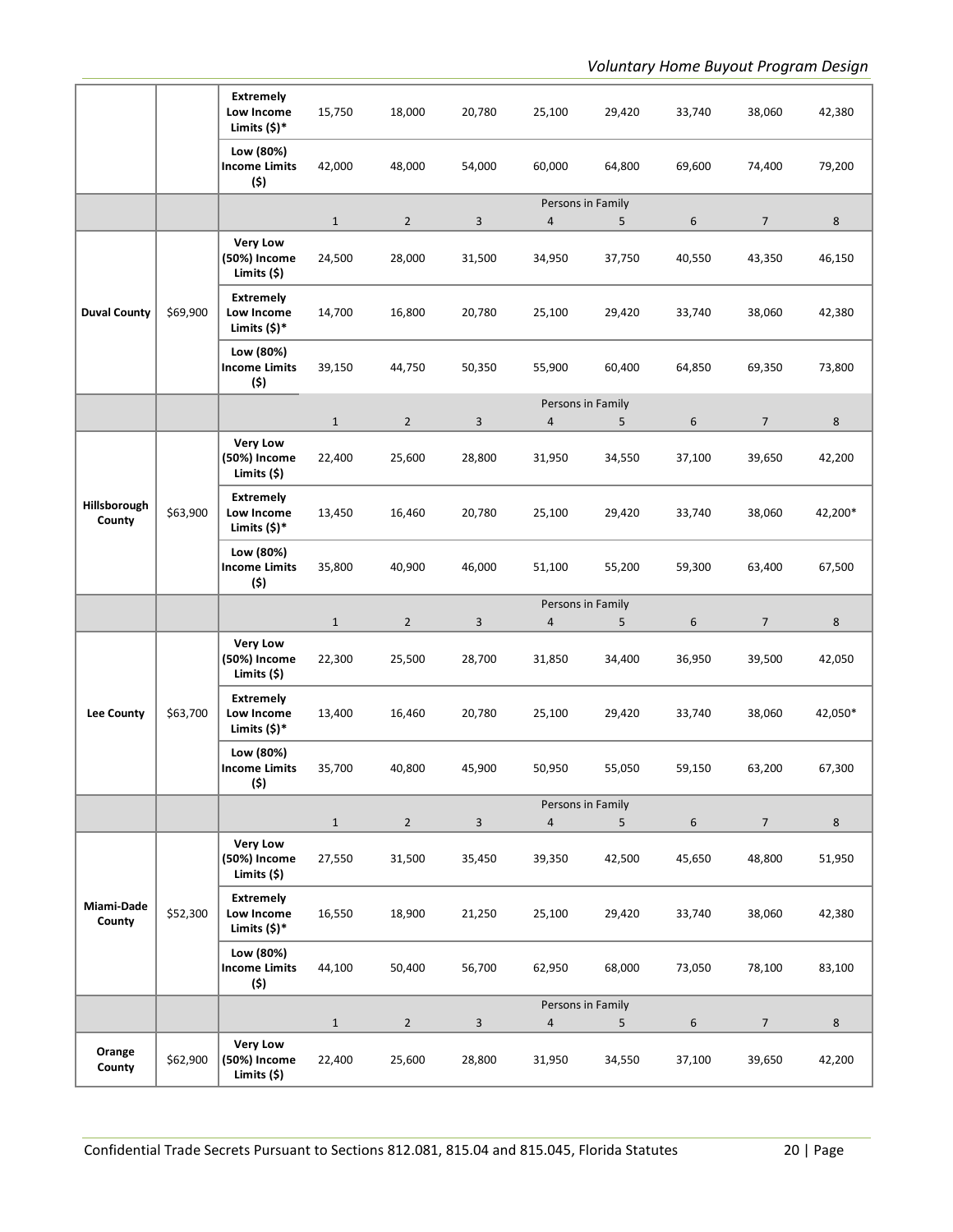| | | | | | | | | | | |
|---|---|---|---|---|---|---|---|---|---|---|
| | | **Extremely Low Income Limits ($)*** | 15,750 | 18,000 | 20,780 | 25,100 | 29,420 | 33,740 | 38,060 | 42,380 |
| | | **Low (80%) Income Limits ($)** | 42,000 | 48,000 | 54,000 | 60,000 | 64,800 | 69,600 | 74,400 | 79,200 |
| | | | Persons in Family | | | | | | | |
| | | | 1 | 2 | 3 | 4 | 5 | 6 | 7 | 8 |
| **Duval County** | $69,900 | **Very Low (50%) Income Limits ($)** | 24,500 | 28,000 | 31,500 | 34,950 | 37,750 | 40,550 | 43,350 | 46,150 |
| | | **Extremely Low Income Limits ($)*** | 14,700 | 16,800 | 20,780 | 25,100 | 29,420 | 33,740 | 38,060 | 42,380 |
| | | **Low (80%) Income Limits ($)** | 39,150 | 44,750 | 50,350 | 55,900 | 60,400 | 64,850 | 69,350 | 73,800 |
| | | | Persons in Family | | | | | | | |
| | | | 1 | 2 | 3 | 4 | 5 | 6 | 7 | 8 |
| **Hillsborough County** | $63,900 | **Very Low (50%) Income Limits ($)** | 22,400 | 25,600 | 28,800 | 31,950 | 34,550 | 37,100 | 39,650 | 42,200 |
| | | **Extremely Low Income Limits ($)*** | 13,450 | 16,460 | 20,780 | 25,100 | 29,420 | 33,740 | 38,060 | 42,200* |
| | | **Low (80%) Income Limits ($)** | 35,800 | 40,900 | 46,000 | 51,100 | 55,200 | 59,300 | 63,400 | 67,500 |
| | | | Persons in Family | | | | | | | |
| | | | 1 | 2 | 3 | 4 | 5 | 6 | 7 | 8 |
| **Lee County** | $63,700 | **Very Low (50%) Income Limits ($)** | 22,300 | 25,500 | 28,700 | 31,850 | 34,400 | 36,950 | 39,500 | 42,050 |
| | | **Extremely Low Income Limits ($)*** | 13,400 | 16,460 | 20,780 | 25,100 | 29,420 | 33,740 | 38,060 | 42,050* |
| | | **Low (80%) Income Limits ($)** | 35,700 | 40,800 | 45,900 | 50,950 | 55,050 | 59,150 | 63,200 | 67,300 |
| | | | Persons in Family | | | | | | | |
| | | | 1 | 2 | 3 | 4 | 5 | 6 | 7 | 8 |
| **Miami-Dade County** | $52,300 | **Very Low (50%) Income Limits ($)** | 27,550 | 31,500 | 35,450 | 39,350 | 42,500 | 45,650 | 48,800 | 51,950 |
| | | **Extremely Low Income Limits ($)*** | 16,550 | 18,900 | 21,250 | 25,100 | 29,420 | 33,740 | 38,060 | 42,380 |
| | | **Low (80%) Income Limits ($)** | 44,100 | 50,400 | 56,700 | 62,950 | 68,000 | 73,050 | 78,100 | 83,100 |
| | | | Persons in Family | | | | | | | |
| | | | 1 | 2 | 3 | 4 | 5 | 6 | 7 | 8 |
| **Orange County** | $62,900 | **Very Low (50%) Income Limits ($)** | 22,400 | 25,600 | 28,800 | 31,950 | 34,550 | 37,100 | 39,650 | 42,200 |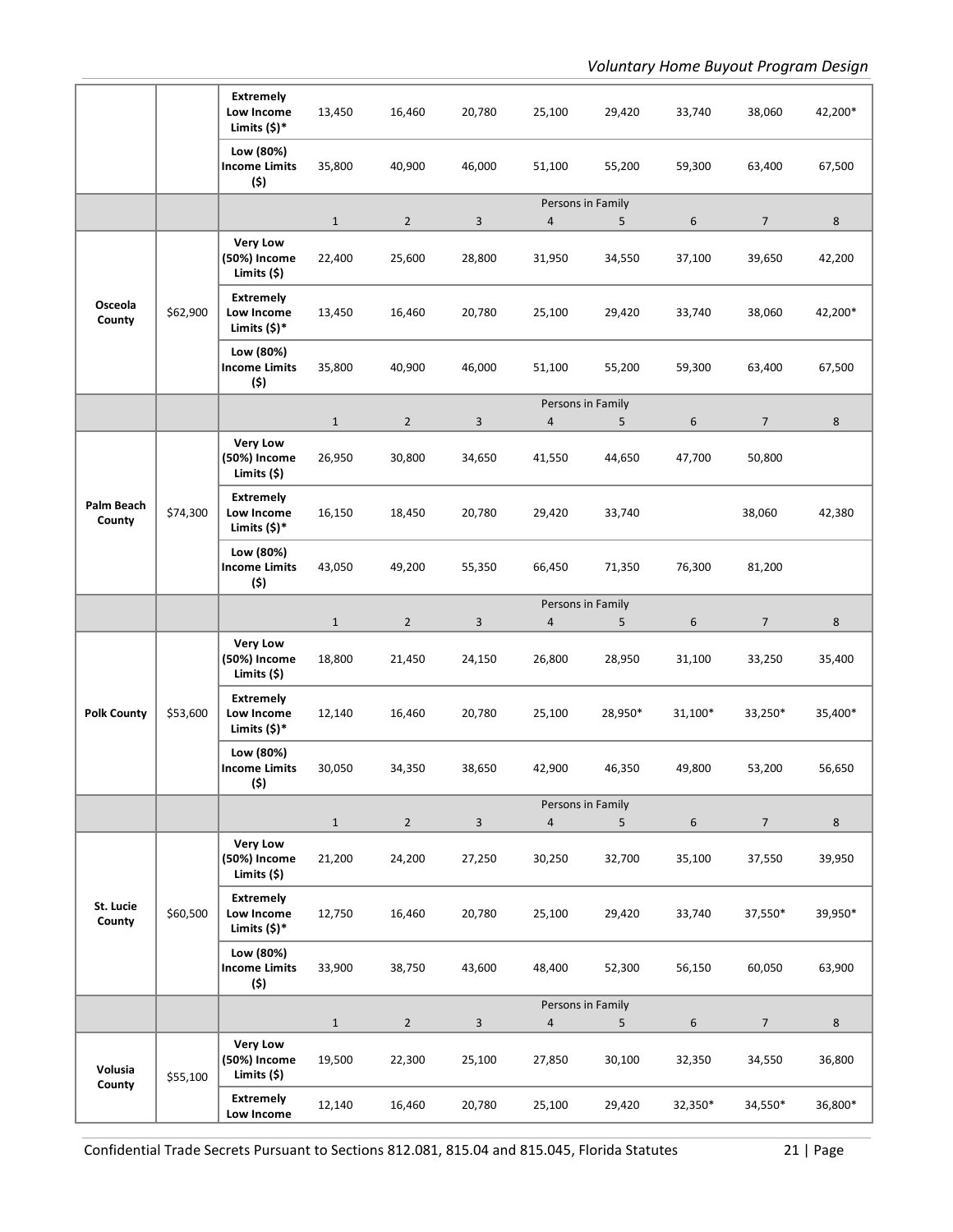| | | | | | | | | | | |
|---|---|---|---|---|---|---|---|---|---|---|
| | | **Extremely Low Income Limits ($)*** | 13,450 | 16,460 | 20,780 | 25,100 | 29,420 | 33,740 | 38,060 | 42,200* |
| | | **Low (80%) Income Limits ($)** | 35,800 | 40,900 | 46,000 | 51,100 | 55,200 | 59,300 | 63,400 | 67,500 |
| | | | Persons in Family | | | | | | | |
| | | | 1 | 2 | 3 | 4 | 5 | 6 | 7 | 8 |
| **Osceola County** | $62,900 | **Very Low (50%) Income Limits ($)** | 22,400 | 25,600 | 28,800 | 31,950 | 34,550 | 37,100 | 39,650 | 42,200 |
| | | **Extremely Low Income Limits ($)*** | 13,450 | 16,460 | 20,780 | 25,100 | 29,420 | 33,740 | 38,060 | 42,200* |
| | | **Low (80%) Income Limits ($)** | 35,800 | 40,900 | 46,000 | 51,100 | 55,200 | 59,300 | 63,400 | 67,500 |
| | | | Persons in Family | | | | | | | |
| | | | 1 | 2 | 3 | 4 | 5 | 6 | 7 | 8 |
| **Palm Beach County** | $74,300 | **Very Low (50%) Income Limits ($)** | 26,950 | 30,800 | 34,650 | 41,550 | 44,650 | 47,700 | 50,800 | |
| | | **Extremely Low Income Limits ($)*** | 16,150 | 18,450 | 20,780 | 29,420 | 33,740 | | 38,060 | 42,380 |
| | | **Low (80%) Income Limits ($)** | 43,050 | 49,200 | 55,350 | 66,450 | 71,350 | 76,300 | 81,200 | |
| | | | Persons in Family | | | | | | | |
| | | | 1 | 2 | 3 | 4 | 5 | 6 | 7 | 8 |
| **Polk County** | $53,600 | **Very Low (50%) Income Limits ($)** | 18,800 | 21,450 | 24,150 | 26,800 | 28,950 | 31,100 | 33,250 | 35,400 |
| | | **Extremely Low Income Limits ($)*** | 12,140 | 16,460 | 20,780 | 25,100 | 28,950* | 31,100* | 33,250* | 35,400* |
| | | **Low (80%) Income Limits ($)** | 30,050 | 34,350 | 38,650 | 42,900 | 46,350 | 49,800 | 53,200 | 56,650 |
| | | | Persons in Family | | | | | | | |
| | | | 1 | 2 | 3 | 4 | 5 | 6 | 7 | 8 |
| **St. Lucie County** | $60,500 | **Very Low (50%) Income Limits ($)** | 21,200 | 24,200 | 27,250 | 30,250 | 32,700 | 35,100 | 37,550 | 39,950 |
| | | **Extremely Low Income Limits ($)*** | 12,750 | 16,460 | 20,780 | 25,100 | 29,420 | 33,740 | 37,550* | 39,950* |
| | | **Low (80%) Income Limits ($)** | 33,900 | 38,750 | 43,600 | 48,400 | 52,300 | 56,150 | 60,050 | 63,900 |
| | | | Persons in Family | | | | | | | |
| | | | 1 | 2 | 3 | 4 | 5 | 6 | 7 | 8 |
| **Volusia County** | $55,100 | **Very Low (50%) Income Limits ($)** | 19,500 | 22,300 | 25,100 | 27,850 | 30,100 | 32,350 | 34,550 | 36,800 |
| | | **Extremely Low Income** | 12,140 | 16,460 | 20,780 | 25,100 | 29,420 | 32,350* | 34,550* | 36,800* |

Confidential Trade Secrets Pursuant to Sections 812.081, 815.04 and 815.045, Florida Statutes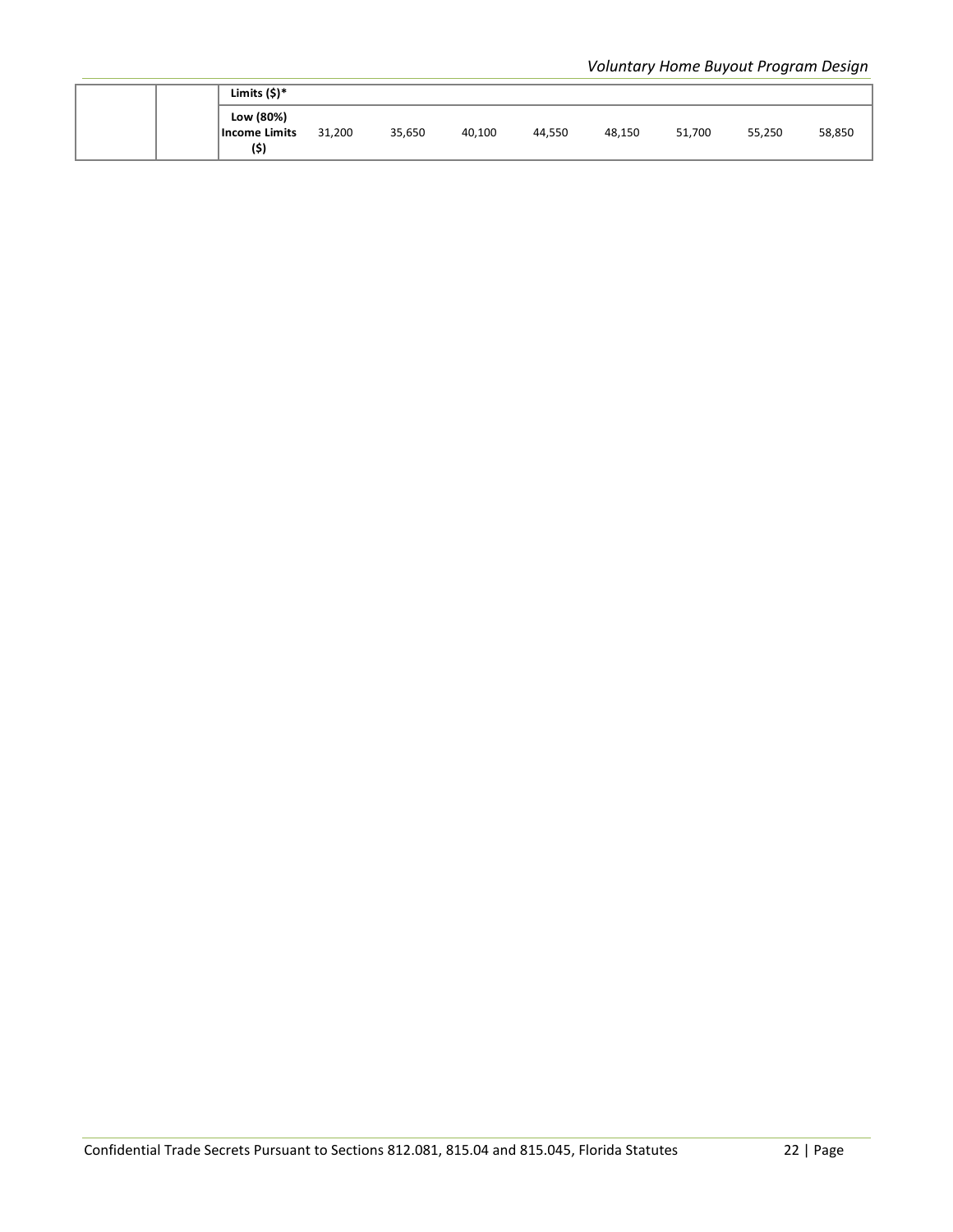| | | | | | | | | | | |
|---|---|---|---|---|---|---|---|---|---|---|
| | | **Limits ($)*** | | | | | | | | |
| | | **Low (80%) Income Limits ($)** | 31,200 | 35,650 | 40,100 | 44,550 | 48,150 | 51,700 | 55,250 | 58,850 |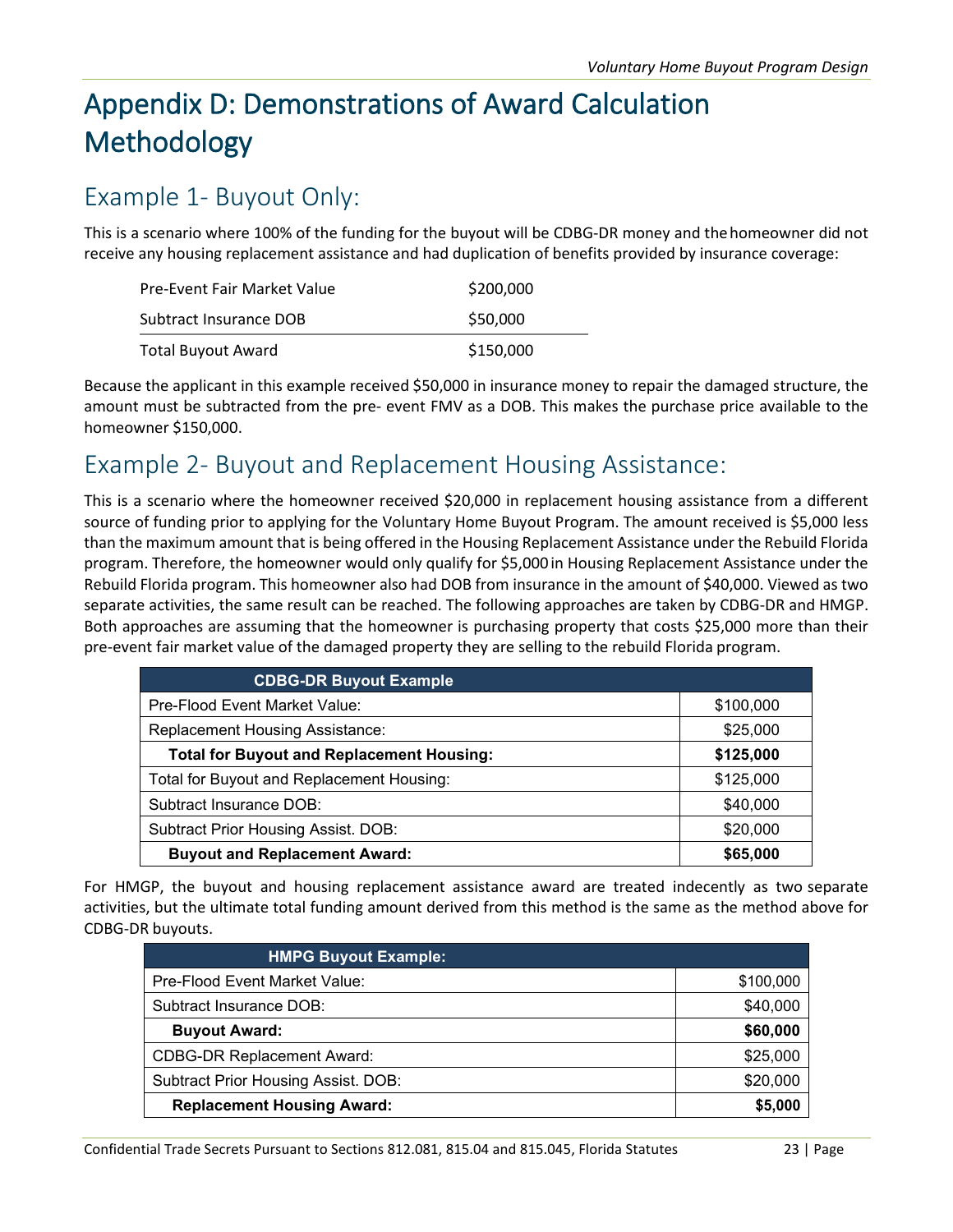# Appendix D: Demonstrations of Award Calculation Methodology

## Example 1- Buyout Only:

This is a scenario where 100% of the funding for the buyout will be CDBG-DR money and the homeowner did not receive any housing replacement assistance and had duplication of benefits provided by insurance coverage:

| | |
|---|---|
| Pre-Event Fair Market Value | $200,000 |
| Subtract Insurance DOB | $50,000 |
| Total Buyout Award | $150,000 |

Because the applicant in this example received $50,000 in insurance money to repair the damaged structure, the amount must be subtracted from the pre- event FMV as a DOB. This makes the purchase price available to the homeowner $150,000.

## Example 2- Buyout and Replacement Housing Assistance:

This is a scenario where the homeowner received $20,000 in replacement housing assistance from a different source of funding prior to applying for the Voluntary Home Buyout Program. The amount received is $5,000 less than the maximum amount that is being offered in the Housing Replacement Assistance under the Rebuild Florida program. Therefore, the homeowner would only qualify for $5,000 in Housing Replacement Assistance under the Rebuild Florida program. This homeowner also had DOB from insurance in the amount of $40,000. Viewed as two separate activities, the same result can be reached. The following approaches are taken by CDBG-DR and HMGP. Both approaches are assuming that the homeowner is purchasing property that costs $25,000 more than their pre-event fair market value of the damaged property they are selling to the rebuild Florida program.

| **CDBG-DR Buyout Example** | |
|---|---|
| Pre-Flood Event Market Value: | $100,000 |
| Replacement Housing Assistance: | $25,000 |
| **Total for Buyout and Replacement Housing:** | **$125,000** |
| Total for Buyout and Replacement Housing: | $125,000 |
| Subtract Insurance DOB: | $40,000 |
| Subtract Prior Housing Assist. DOB: | $20,000 |
| **Buyout and Replacement Award:** | **$65,000** |

For HMGP, the buyout and housing replacement assistance award are treated indecently as two separate activities, but the ultimate total funding amount derived from this method is the same as the method above for CDBG-DR buyouts.

| **HMPG Buyout Example:** | |
|---|---|
| Pre-Flood Event Market Value: | $100,000 |
| Subtract Insurance DOB: | $40,000 |
| **Buyout Award:** | **$60,000** |
| CDBG-DR Replacement Award: | $25,000 |
| Subtract Prior Housing Assist. DOB: | $20,000 |
| **Replacement Housing Award:** | **$5,000** |